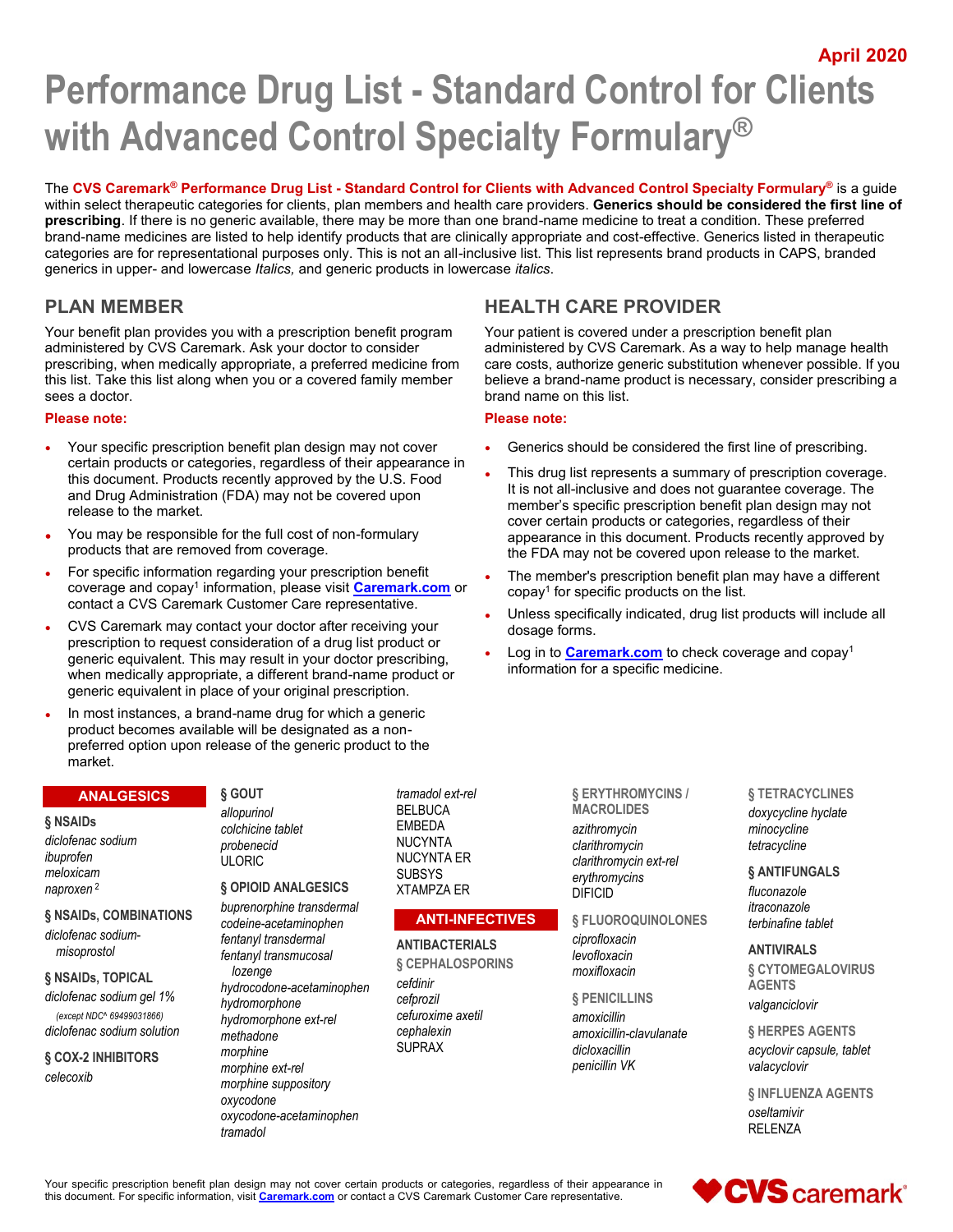April 2020

# Performance Drug List - Standard Control for Clients with Advanced Control Specialty Formulary®

The **CVS Caremark® Performance Drug List - Standard Control for Clients with Advanced Control Specialty Formulary®** is a guide within select therapeutic categories for clients, plan members and health care providers. **Generics should be considered the first line of prescribing**. If there is no generic available, there may be more than one brand-name medicine to treat a condition. These preferred brand-name medicines are listed to help identify products that are clinically appropriate and cost-effective. Generics listed in therapeutic categories are for representational purposes only. This is not an all-inclusive list. This list represents brand products in CAPS, branded generics in upper- and lowercase *Italics,* and generic products in lowercase *italics*.

## PLAN MEMBER

Your benefit plan provides you with a prescription benefit program administered by CVS Caremark. Ask your doctor to consider prescribing, when medically appropriate, a preferred medicine from this list. Take this list along when you or a covered family member sees a doctor.

**Please note:**

- Your specific prescription benefit plan design may not cover certain products or categories, regardless of their appearance in this document. Products recently approved by the U.S. Food and Drug Administration (FDA) may not be covered upon release to the market.
- You may be responsible for the full cost of non-formulary products that are removed from coverage.
- For specific information regarding your prescription benefit coverage and copay[1] information, please visit **Caremark.com** or contact a CVS Caremark Customer Care representative.
- CVS Caremark may contact your doctor after receiving your prescription to request consideration of a drug list product or generic equivalent. This may result in your doctor prescribing, when medically appropriate, a different brand-name product or generic equivalent in place of your original prescription.
- In most instances, a brand-name drug for which a generic product becomes available will be designated as a non-preferred option upon release of the generic product to the market.

## HEALTH CARE PROVIDER

Your patient is covered under a prescription benefit plan administered by CVS Caremark. As a way to help manage health care costs, authorize generic substitution whenever possible. If you believe a brand-name product is necessary, consider prescribing a brand name on this list.

**Please note:**

- Generics should be considered the first line of prescribing.
- This drug list represents a summary of prescription coverage. It is not all-inclusive and does not guarantee coverage. The member's specific prescription benefit plan design may not cover certain products or categories, regardless of their appearance in this document. Products recently approved by the FDA may not be covered upon release to the market.
- The member's prescription benefit plan may have a different copay[1] for specific products on the list.
- Unless specifically indicated, drug list products will include all dosage forms.
- Log in to **Caremark.com** to check coverage and copay[1] information for a specific medicine.

## ANALGESICS

### § NSAIDs
*diclofenac sodium*
*ibuprofen*
*meloxicam*
*naproxen* [2]

### § NSAIDs, COMBINATIONS
*diclofenac sodium-misoprostol*

### § NSAIDs, TOPICAL
*diclofenac sodium gel 1%* (except NDC^ 69499031866)
*diclofenac sodium solution*

### § COX-2 INHIBITORS
*celecoxib*

### § GOUT
*allopurinol*
*colchicine tablet*
*probenecid*
ULORIC

### § OPIOID ANALGESICS
*buprenorphine transdermal*
*codeine-acetaminophen*
*fentanyl transdermal*
*fentanyl transmucosal lozenge*
*hydrocodone-acetaminophen*
*hydromorphone*
*hydromorphone ext-rel*
*methadone*
*morphine*
*morphine ext-rel*
*morphine suppository*
*oxycodone*
*oxycodone-acetaminophen*
*tramadol*
*tramadol ext-rel*
BELBUCA
EMBEDA
NUCYNTA
NUCYNTA ER
SUBSYS
XTAMPZA ER

## ANTI-INFECTIVES

### ANTIBACTERIALS

### § CEPHALOSPORINS
*cefdinir*
*cefprozil*
*cefuroxime axetil*
*cephalexin*
SUPRAX

### § ERYTHROMYCINS / MACROLIDES
*azithromycin*
*clarithromycin*
*clarithromycin ext-rel*
*erythromycins*
DIFICID

### § FLUOROQUINOLONES
*ciprofloxacin*
*levofloxacin*
*moxifloxacin*

### § PENICILLINS
*amoxicillin*
*amoxicillin-clavulanate*
*dicloxacillin*
*penicillin VK*

### § TETRACYCLINES
*doxycycline hyclate*
*minocycline*
*tetracycline*

### § ANTIFUNGALS
*fluconazole*
*itraconazole*
*terbinafine tablet*

### ANTIVIRALS

### § CYTOMEGALOVIRUS AGENTS
*valganciclovir*

### § HERPES AGENTS
*acyclovir capsule, tablet*
*valacyclovir*

### § INFLUENZA AGENTS
*oseltamivir*
RELENZA

Your specific prescription benefit plan design may not cover certain products or categories, regardless of their appearance in this document. For specific information, visit **Caremark.com** or contact a CVS Caremark Customer Care representative.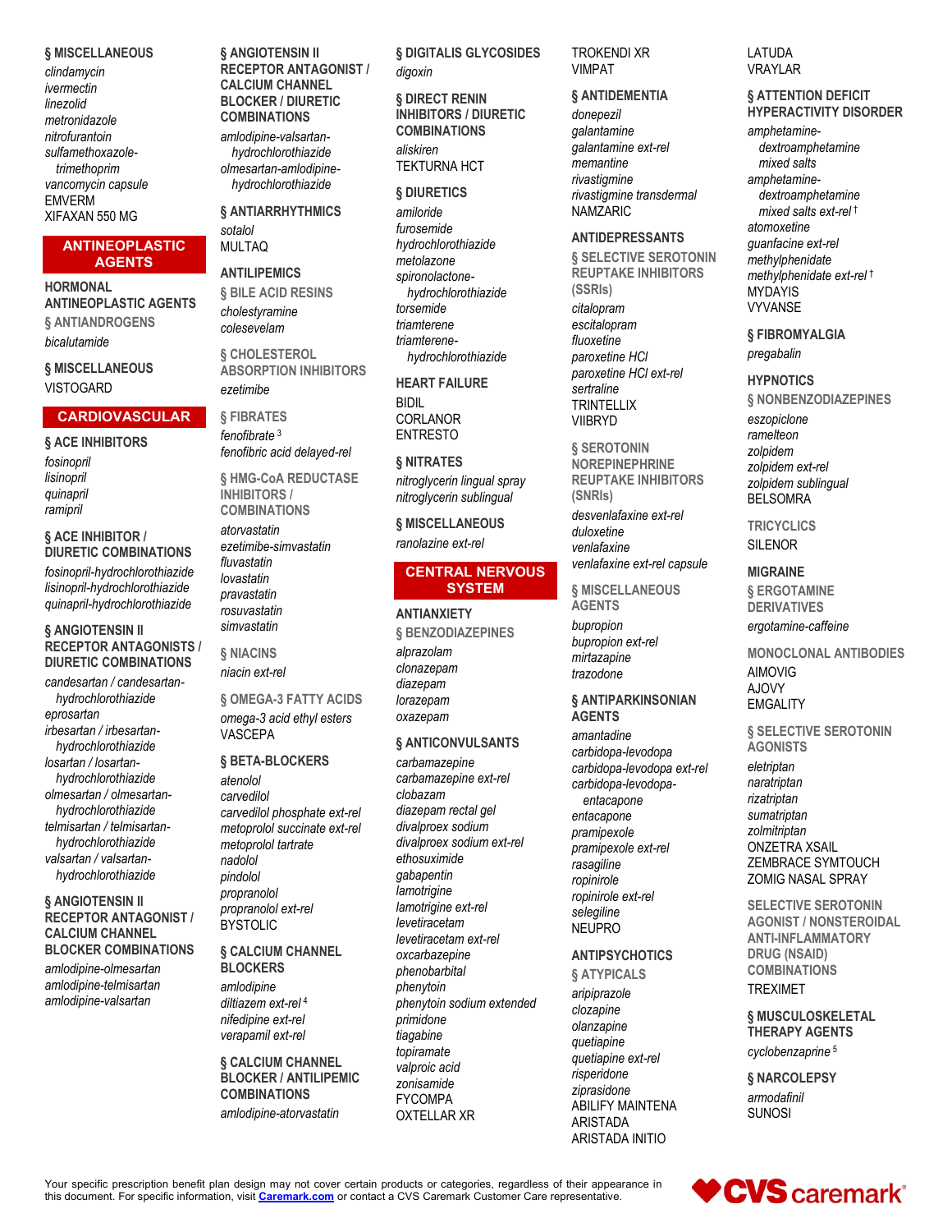### § MISCELLANEOUS

*clindamycin*
*ivermectin*
*linezolid*
*metronidazole*
*nitrofurantoin*
*sulfamethoxazole-trimethoprim*
*vancomycin capsule*
EMVERM
XIFAXAN 550 MG

## ANTINEOPLASTIC AGENTS

### HORMONAL ANTINEOPLASTIC AGENTS

#### § ANTIANDROGENS

*bicalutamide*

### § MISCELLANEOUS

VISTOGARD

## CARDIOVASCULAR

### § ACE INHIBITORS

*fosinopril*
*lisinopril*
*quinapril*
*ramipril*

### § ACE INHIBITOR / DIURETIC COMBINATIONS

*fosinopril-hydrochlorothiazide*
*lisinopril-hydrochlorothiazide*
*quinapril-hydrochlorothiazide*

### § ANGIOTENSIN II RECEPTOR ANTAGONISTS / DIURETIC COMBINATIONS

*candesartan / candesartan-hydrochlorothiazide*
*eprosartan*
*irbesartan / irbesartan-hydrochlorothiazide*
*losartan / losartan-hydrochlorothiazide*
*olmesartan / olmesartan-hydrochlorothiazide*
*telmisartan / telmisartan-hydrochlorothiazide*
*valsartan / valsartan-hydrochlorothiazide*

### § ANGIOTENSIN II RECEPTOR ANTAGONIST / CALCIUM CHANNEL BLOCKER COMBINATIONS

*amlodipine-olmesartan*
*amlodipine-telmisartan*
*amlodipine-valsartan*

### § ANGIOTENSIN II RECEPTOR ANTAGONIST / CALCIUM CHANNEL BLOCKER / DIURETIC COMBINATIONS

*amlodipine-valsartan-hydrochlorothiazide*
*olmesartan-amlodipine-hydrochlorothiazide*

### § ANTIARRHYTHMICS

*sotalol*
MULTAQ

### ANTILIPEMICS

#### § BILE ACID RESINS

*cholestyramine*
*colesevelam*

#### § CHOLESTEROL ABSORPTION INHIBITORS

*ezetimibe*

#### § FIBRATES

*fenofibrate* [3]
*fenofibric acid delayed-rel*

#### § HMG-CoA REDUCTASE INHIBITORS / COMBINATIONS

*atorvastatin*
*ezetimibe-simvastatin*
*fluvastatin*
*lovastatin*
*pravastatin*
*rosuvastatin*
*simvastatin*

#### § NIACINS

*niacin ext-rel*

#### § OMEGA-3 FATTY ACIDS

*omega-3 acid ethyl esters*
VASCEPA

### § BETA-BLOCKERS

*atenolol*
*carvedilol*
*carvedilol phosphate ext-rel*
*metoprolol succinate ext-rel*
*metoprolol tartrate*
*nadolol*
*pindolol*
*propranolol*
*propranolol ext-rel*
BYSTOLIC

### § CALCIUM CHANNEL BLOCKERS

*amlodipine*
*diltiazem ext-rel* [4]
*nifedipine ext-rel*
*verapamil ext-rel*

### § CALCIUM CHANNEL BLOCKER / ANTILIPEMIC COMBINATIONS

*amlodipine-atorvastatin*

### § DIGITALIS GLYCOSIDES

*digoxin*

### § DIRECT RENIN INHIBITORS / DIURETIC COMBINATIONS

*aliskiren*
TEKTURNA HCT

### § DIURETICS

*amiloride*
*furosemide*
*hydrochlorothiazide*
*metolazone*
*spironolactone-hydrochlorothiazide*
*torsemide*
*triamterene*
*triamterene-hydrochlorothiazide*

### HEART FAILURE

BIDIL
CORLANOR
ENTRESTO

### § NITRATES

*nitroglycerin lingual spray*
*nitroglycerin sublingual*

### § MISCELLANEOUS

*ranolazine ext-rel*

## CENTRAL NERVOUS SYSTEM

### ANTIANXIETY

#### § BENZODIAZEPINES

*alprazolam*
*clonazepam*
*diazepam*
*lorazepam*
*oxazepam*

### § ANTICONVULSANTS

*carbamazepine*
*carbamazepine ext-rel*
*clobazam*
*diazepam rectal gel*
*divalproex sodium*
*divalproex sodium ext-rel*
*ethosuximide*
*gabapentin*
*lamotrigine*
*lamotrigine ext-rel*
*levetiracetam*
*levetiracetam ext-rel*
*oxcarbazepine*
*phenobarbital*
*phenytoin*
*phenytoin sodium extended*
*primidone*
*tiagabine*
*topiramate*
*valproic acid*
*zonisamide*
FYCOMPA
OXTELLAR XR
TROKENDI XR
VIMPAT

### § ANTIDEMENTIA

*donepezil*
*galantamine*
*galantamine ext-rel*
*memantine*
*rivastigmine*
*rivastigmine transdermal*
NAMZARIC

### ANTIDEPRESSANTS

#### § SELECTIVE SEROTONIN REUPTAKE INHIBITORS (SSRIs)

*citalopram*
*escitalopram*
*fluoxetine*
*paroxetine HCl*
*paroxetine HCl ext-rel*
*sertraline*
TRINTELLIX
VIIBRYD

#### § SEROTONIN NOREPINEPHRINE REUPTAKE INHIBITORS (SNRIs)

*desvenlafaxine ext-rel*
*duloxetine*
*venlafaxine*
*venlafaxine ext-rel capsule*

#### § MISCELLANEOUS AGENTS

*bupropion*
*bupropion ext-rel*
*mirtazapine*
*trazodone*

### § ANTIPARKINSONIAN AGENTS

*amantadine*
*carbidopa-levodopa*
*carbidopa-levodopa ext-rel*
*carbidopa-levodopa-entacapone*
*entacapone*
*pramipexole*
*pramipexole ext-rel*
*rasagiline*
*ropinirole*
*ropinirole ext-rel*
*selegiline*
NEUPRO

### ANTIPSYCHOTICS

#### § ATYPICALS

*aripiprazole*
*clozapine*
*olanzapine*
*quetiapine*
*quetiapine ext-rel*
*risperidone*
*ziprasidone*
ABILIFY MAINTENA
ARISTADA
ARISTADA INITIO
LATUDA
VRAYLAR

### § ATTENTION DEFICIT HYPERACTIVITY DISORDER

*amphetamine-dextroamphetamine mixed salts*
*amphetamine-dextroamphetamine mixed salts ext-rel* †
*atomoxetine*
*guanfacine ext-rel*
*methylphenidate*
*methylphenidate ext-rel* †
MYDAYIS
VYVANSE

### § FIBROMYALGIA

*pregabalin*

### HYPNOTICS

#### § NONBENZODIAZEPINES

*eszopiclone*
*ramelteon*
*zolpidem*
*zolpidem ext-rel*
*zolpidem sublingual*
BELSOMRA

#### TRICYCLICS

SILENOR

### MIGRAINE

#### § ERGOTAMINE DERIVATIVES

*ergotamine-caffeine*

#### MONOCLONAL ANTIBODIES

AIMOVIG
AJOVY
EMGALITY

#### § SELECTIVE SEROTONIN AGONISTS

*eletriptan*
*naratriptan*
*rizatriptan*
*sumatriptan*
*zolmitriptan*
ONZETRA XSAIL
ZEMBRACE SYMTOUCH
ZOMIG NASAL SPRAY

#### SELECTIVE SEROTONIN AGONIST / NONSTEROIDAL ANTI-INFLAMMATORY DRUG (NSAID) COMBINATIONS

TREXIMET

### § MUSCULOSKELETAL THERAPY AGENTS

*cyclobenzaprine* [5]

### § NARCOLEPSY

*armodafinil*
SUNOSI

Your specific prescription benefit plan design may not cover certain products or categories, regardless of their appearance in this document. For specific information, visit Caremark.com or contact a CVS Caremark Customer Care representative.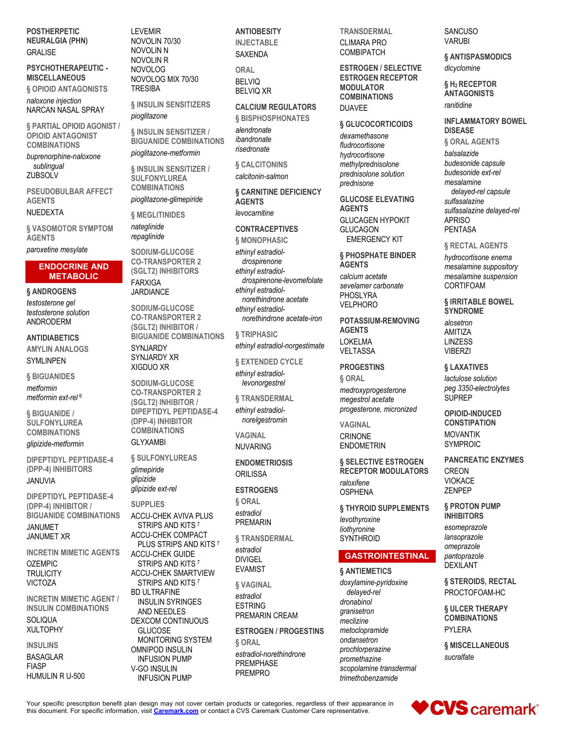**POSTHERPETIC NEURALGIA (PHN)**

GRALISE

**PSYCHOTHERAPEUTIC - MISCELLANEOUS**

§ OPIOID ANTAGONISTS

*naloxone injection*
NARCAN NASAL SPRAY

§ PARTIAL OPIOID AGONIST / OPIOID ANTAGONIST COMBINATIONS

*buprenorphine-naloxone sublingual*
ZUBSOLV

PSEUDOBULBAR AFFECT AGENTS

NUEDEXTA

§ VASOMOTOR SYMPTOM AGENTS

*paroxetine mesylate*

## ENDOCRINE AND METABOLIC

**§ ANDROGENS**

*testosterone gel*
*testosterone solution*
ANDRODERM

**ANTIDIABETICS**

AMYLIN ANALOGS

SYMLINPEN

§ BIGUANIDES

*metformin*
*metformin ext-rel* [6]

§ BIGUANIDE / SULFONYLUREA COMBINATIONS

*glipizide-metformin*

DIPEPTIDYL PEPTIDASE-4 (DPP-4) INHIBITORS

JANUVIA

DIPEPTIDYL PEPTIDASE-4 (DPP-4) INHIBITOR / BIGUANIDE COMBINATIONS

JANUMET
JANUMET XR

INCRETIN MIMETIC AGENTS

OZEMPIC
TRULICITY
VICTOZA

INCRETIN MIMETIC AGENT / INSULIN COMBINATIONS

SOLIQUA
XULTOPHY

INSULINS

BASAGLAR
FIASP
HUMULIN R U-500
LEVEMIR
NOVOLIN 70/30
NOVOLIN N
NOVOLIN R
NOVOLOG
NOVOLOG MIX 70/30
TRESIBA

§ INSULIN SENSITIZERS

*pioglitazone*

§ INSULIN SENSITIZER / BIGUANIDE COMBINATIONS

*pioglitazone-metformin*

§ INSULIN SENSITIZER / SULFONYLUREA COMBINATIONS

*pioglitazone-glimepiride*

§ MEGLITINIDES

*nateglinide*
*repaglinide*

SODIUM-GLUCOSE CO-TRANSPORTER 2 (SGLT2) INHIBITORS

FARXIGA
JARDIANCE

SODIUM-GLUCOSE CO-TRANSPORTER 2 (SGLT2) INHIBITOR / BIGUANIDE COMBINATIONS

SYNJARDY
SYNJARDY XR
XIGDUO XR

SODIUM-GLUCOSE CO-TRANSPORTER 2 (SGLT2) INHIBITOR / DIPEPTIDYL PEPTIDASE-4 (DPP-4) INHIBITOR COMBINATIONS

GLYXAMBI

§ SULFONYLUREAS

*glimepiride*
*glipizide*
*glipizide ext-rel*

SUPPLIES

ACCU-CHEK AVIVA PLUS STRIPS AND KITS [7]
ACCU-CHEK COMPACT PLUS STRIPS AND KITS [7]
ACCU-CHEK GUIDE STRIPS AND KITS [7]
ACCU-CHEK SMARTVIEW STRIPS AND KITS [7]
BD ULTRAFINE INSULIN SYRINGES AND NEEDLES
DEXCOM CONTINUOUS GLUCOSE MONITORING SYSTEM
OMNIPOD INSULIN INFUSION PUMP
V-GO INSULIN INFUSION PUMP

**ANTIOBESITY**

INJECTABLE

SAXENDA

ORAL

BELVIQ
BELVIQ XR

**CALCIUM REGULATORS**

§ BISPHOSPHONATES

*alendronate*
*ibandronate*
*risedronate*

§ CALCITONINS

*calcitonin-salmon*

**§ CARNITINE DEFICIENCY AGENTS**

*levocarnitine*

**CONTRACEPTIVES**

§ MONOPHASIC

*ethinyl estradiol-drospirenone*
*ethinyl estradiol-drospirenone-levomefolate*
*ethinyl estradiol-norethindrone acetate*
*ethinyl estradiol-norethindrone acetate-iron*

§ TRIPHASIC

*ethinyl estradiol-norgestimate*

§ EXTENDED CYCLE

*ethinyl estradiol-levonorgestrel*

§ TRANSDERMAL

*ethinyl estradiol-norelgestromin*

VAGINAL

NUVARING

**ENDOMETRIOSIS**

ORILISSA

**ESTROGENS**

§ ORAL

*estradiol*
PREMARIN

§ TRANSDERMAL

*estradiol*
DIVIGEL
EVAMIST

§ VAGINAL

*estradiol*
ESTRING
PREMARIN CREAM

**ESTROGEN / PROGESTINS**

§ ORAL

*estradiol-norethindrone*
PREMPHASE
PREMPRO

TRANSDERMAL

CLIMARA PRO
COMBIPATCH

**ESTROGEN / SELECTIVE ESTROGEN RECEPTOR MODULATOR COMBINATIONS**

DUAVEE

**§ GLUCOCORTICOIDS**

*dexamethasone*
*fludrocortisone*
*hydrocortisone*
*methylprednisolone*
*prednisolone solution*
*prednisone*

**GLUCOSE ELEVATING AGENTS**

GLUCAGEN HYPOKIT
GLUCAGON EMERGENCY KIT

**§ PHOSPHATE BINDER AGENTS**

*calcium acetate*
*sevelamer carbonate*
PHOSLYRA
VELPHORO

**POTASSIUM-REMOVING AGENTS**

LOKELMA
VELTASSA

**PROGESTINS**

§ ORAL

*medroxyprogesterone*
*megestrol acetate*
*progesterone, micronized*

VAGINAL

CRINONE
ENDOMETRIN

**§ SELECTIVE ESTROGEN RECEPTOR MODULATORS**

*raloxifene*
OSPHENA

**§ THYROID SUPPLEMENTS**

*levothyroxine*
*liothyronine*
SYNTHROID

## GASTROINTESTINAL

**§ ANTIEMETICS**

*doxylamine-pyridoxine delayed-rel*
*dronabinol*
*granisetron*
*meclizine*
*metoclopramide*
*ondansetron*
*prochlorperazine*
*promethazine*
*scopolamine transdermal*
*trimethobenzamide*
SANCUSO
VARUBI

**§ ANTISPASMODICS**

*dicyclomine*

**§ $H_2$ RECEPTOR ANTAGONISTS**

*ranitidine*

**INFLAMMATORY BOWEL DISEASE**

§ ORAL AGENTS

*balsalazide*
*budesonide capsule*
*budesonide ext-rel*
*mesalamine delayed-rel capsule*
*sulfasalazine*
*sulfasalazine delayed-rel*
APRISO
PENTASA

§ RECTAL AGENTS

*hydrocortisone enema*
*mesalamine suppository*
*mesalamine suspension*
CORTIFOAM

**§ IRRITABLE BOWEL SYNDROME**

*alosetron*
AMITIZA
LINZESS
VIBERZI

**§ LAXATIVES**

*lactulose solution*
*peg 3350-electrolytes*
SUPREP

**OPIOID-INDUCED CONSTIPATION**

MOVANTIK
SYMPROIC

**PANCREATIC ENZYMES**

CREON
VIOKACE
ZENPEP

**§ PROTON PUMP INHIBITORS**

*esomeprazole*
*lansoprazole*
*omeprazole*
*pantoprazole*
DEXILANT

**§ STEROIDS, RECTAL**

PROCTOFOAM-HC

**§ ULCER THERAPY COMBINATIONS**

PYLERA

**§ MISCELLANEOUS**

*sucralfate*

Your specific prescription benefit plan design may not cover certain products or categories, regardless of their appearance in this document. For specific information, visit Caremark.com or contact a CVS Caremark Customer Care representative.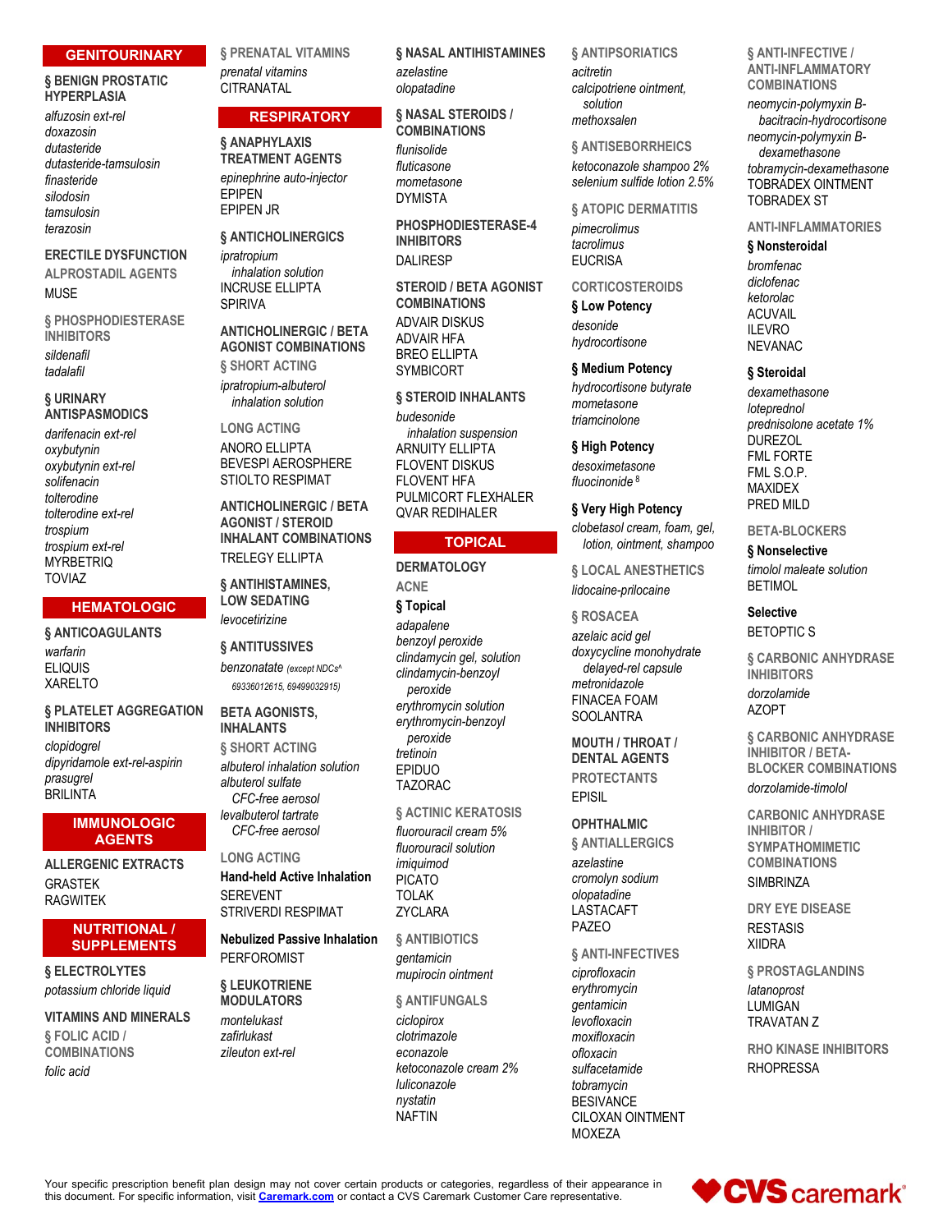## GENITOURINARY

### § BENIGN PROSTATIC HYPERPLASIA

*alfuzosin ext-rel*
*doxazosin*
*dutasteride*
*dutasteride-tamsulosin*
*finasteride*
*silodosin*
*tamsulosin*
*terazosin*

### ERECTILE DYSFUNCTION

#### ALPROSTADIL AGENTS

MUSE

#### § PHOSPHODIESTERASE INHIBITORS

*sildenafil*
*tadalafil*

### § URINARY ANTISPASMODICS

*darifenacin ext-rel*
*oxybutynin*
*oxybutynin ext-rel*
*solifenacin*
*tolterodine*
*tolterodine ext-rel*
*trospium*
*trospium ext-rel*
MYRBETRIQ
TOVIAZ

## HEMATOLOGIC

### § ANTICOAGULANTS

*warfarin*
ELIQUIS
XARELTO

### § PLATELET AGGREGATION INHIBITORS

*clopidogrel*
*dipyridamole ext-rel-aspirin*
*prasugrel*
BRILINTA

## IMMUNOLOGIC AGENTS

### ALLERGENIC EXTRACTS

GRASTEK
RAGWITEK

## NUTRITIONAL / SUPPLEMENTS

### § ELECTROLYTES

*potassium chloride liquid*

### VITAMINS AND MINERALS

#### § FOLIC ACID / COMBINATIONS

*folic acid*

#### § PRENATAL VITAMINS

*prenatal vitamins*
CITRANATAL

## RESPIRATORY

### § ANAPHYLAXIS TREATMENT AGENTS

*epinephrine auto-injector*
EPIPEN
EPIPEN JR

### § ANTICHOLINERGICS

*ipratropium inhalation solution*
INCRUSE ELLIPTA
SPIRIVA

### ANTICHOLINERGIC / BETA AGONIST COMBINATIONS

#### § SHORT ACTING

*ipratropium-albuterol inhalation solution*

#### LONG ACTING

ANORO ELLIPTA
BEVESPI AEROSPHERE
STIOLTO RESPIMAT

### ANTICHOLINERGIC / BETA AGONIST / STEROID INHALANT COMBINATIONS

TRELEGY ELLIPTA

### § ANTIHISTAMINES, LOW SEDATING

*levocetirizine*

### § ANTITUSSIVES

*benzonatate* *(except NDCs^ 69336012615, 69499032915)*

### BETA AGONISTS, INHALANTS

#### § SHORT ACTING

*albuterol inhalation solution*
*albuterol sulfate CFC-free aerosol*
*levalbuterol tartrate CFC-free aerosol*

#### LONG ACTING

**Hand-held Active Inhalation**

SEREVENT
STRIVERDI RESPIMAT

**Nebulized Passive Inhalation**

PERFOROMIST

### § LEUKOTRIENE MODULATORS

*montelukast*
*zafirlukast*
*zileuton ext-rel*

### § NASAL ANTIHISTAMINES

*azelastine*
*olopatadine*

### § NASAL STEROIDS / COMBINATIONS

*flunisolide*
*fluticasone*
*mometasone*
DYMISTA

### PHOSPHODIESTERASE-4 INHIBITORS

DALIRESP

### STEROID / BETA AGONIST COMBINATIONS

ADVAIR DISKUS
ADVAIR HFA
BREO ELLIPTA
SYMBICORT

### § STEROID INHALANTS

*budesonide inhalation suspension*
ARNUITY ELLIPTA
FLOVENT DISKUS
FLOVENT HFA
PULMICORT FLEXHALER
QVAR REDIHALER

## TOPICAL

### DERMATOLOGY

#### ACNE

**§ Topical**

*adapalene*
*benzoyl peroxide*
*clindamycin gel, solution*
*clindamycin-benzoyl peroxide*
*erythromycin solution*
*erythromycin-benzoyl peroxide*
*tretinoin*
EPIDUO
TAZORAC

#### § ACTINIC KERATOSIS

*fluorouracil cream 5%*
*fluorouracil solution*
*imiquimod*
PICATO
TOLAK
ZYCLARA

#### § ANTIBIOTICS

*gentamicin*
*mupirocin ointment*

#### § ANTIFUNGALS

*ciclopirox*
*clotrimazole*
*econazole*
*ketoconazole cream 2%*
*luliconazole*
*nystatin*
NAFTIN

#### § ANTIPSORIATICS

*acitretin*
*calcipotriene ointment, solution*
*methoxsalen*

#### § ANTISEBORRHEICS

*ketoconazole shampoo 2%*
*selenium sulfide lotion 2.5%*

#### § ATOPIC DERMATITIS

*pimecrolimus*
*tacrolimus*
EUCRISA

#### CORTICOSTEROIDS

**§ Low Potency**

*desonide*
*hydrocortisone*

**§ Medium Potency**

*hydrocortisone butyrate*
*mometasone*
*triamcinolone*

**§ High Potency**

*desoximetasone*
*fluocinonide* [8]

**§ Very High Potency**

*clobetasol cream, foam, gel, lotion, ointment, shampoo*

#### § LOCAL ANESTHETICS

*lidocaine-prilocaine*

#### § ROSACEA

*azelaic acid gel*
*doxycycline monohydrate delayed-rel capsule*
*metronidazole*
FINACEA FOAM
SOOLANTRA

### MOUTH / THROAT / DENTAL AGENTS

#### PROTECTANTS

EPISIL

### OPHTHALMIC

#### § ANTIALLERGICS

*azelastine*
*cromolyn sodium*
*olopatadine*
LASTACAFT
PAZEO

#### § ANTI-INFECTIVES

*ciprofloxacin*
*erythromycin*
*gentamicin*
*levofloxacin*
*moxifloxacin*
*ofloxacin*
*sulfacetamide*
*tobramycin*
BESIVANCE
CILOXAN OINTMENT
MOXEZA

#### § ANTI-INFECTIVE / ANTI-INFLAMMATORY COMBINATIONS

*neomycin-polymyxin B-bacitracin-hydrocortisone*
*neomycin-polymyxin B-dexamethasone*
*tobramycin-dexamethasone*
TOBRADEX OINTMENT
TOBRADEX ST

#### ANTI-INFLAMMATORIES

**§ Nonsteroidal**

*bromfenac*
*diclofenac*
*ketorolac*
ACUVAIL
ILEVRO
NEVANAC

**§ Steroidal**

*dexamethasone*
*loteprednol*
*prednisolone acetate 1%*
DUREZOL
FML FORTE
FML S.O.P.
MAXIDEX
PRED MILD

#### BETA-BLOCKERS

**§ Nonselective**

*timolol maleate solution*
BETIMOL

**Selective**

BETOPTIC S

#### § CARBONIC ANHYDRASE INHIBITORS

*dorzolamide*
AZOPT

#### § CARBONIC ANHYDRASE INHIBITOR / BETA-BLOCKER COMBINATIONS

*dorzolamide-timolol*

#### CARBONIC ANHYDRASE INHIBITOR / SYMPATHOMIMETIC COMBINATIONS

SIMBRINZA

#### DRY EYE DISEASE

RESTASIS
XIIDRA

#### § PROSTAGLANDINS

*latanoprost*
LUMIGAN
TRAVATAN Z

#### RHO KINASE INHIBITORS

RHOPRESSA

Your specific prescription benefit plan design may not cover certain products or categories, regardless of their appearance in this document. For specific information, visit Caremark.com or contact a CVS Caremark Customer Care representative.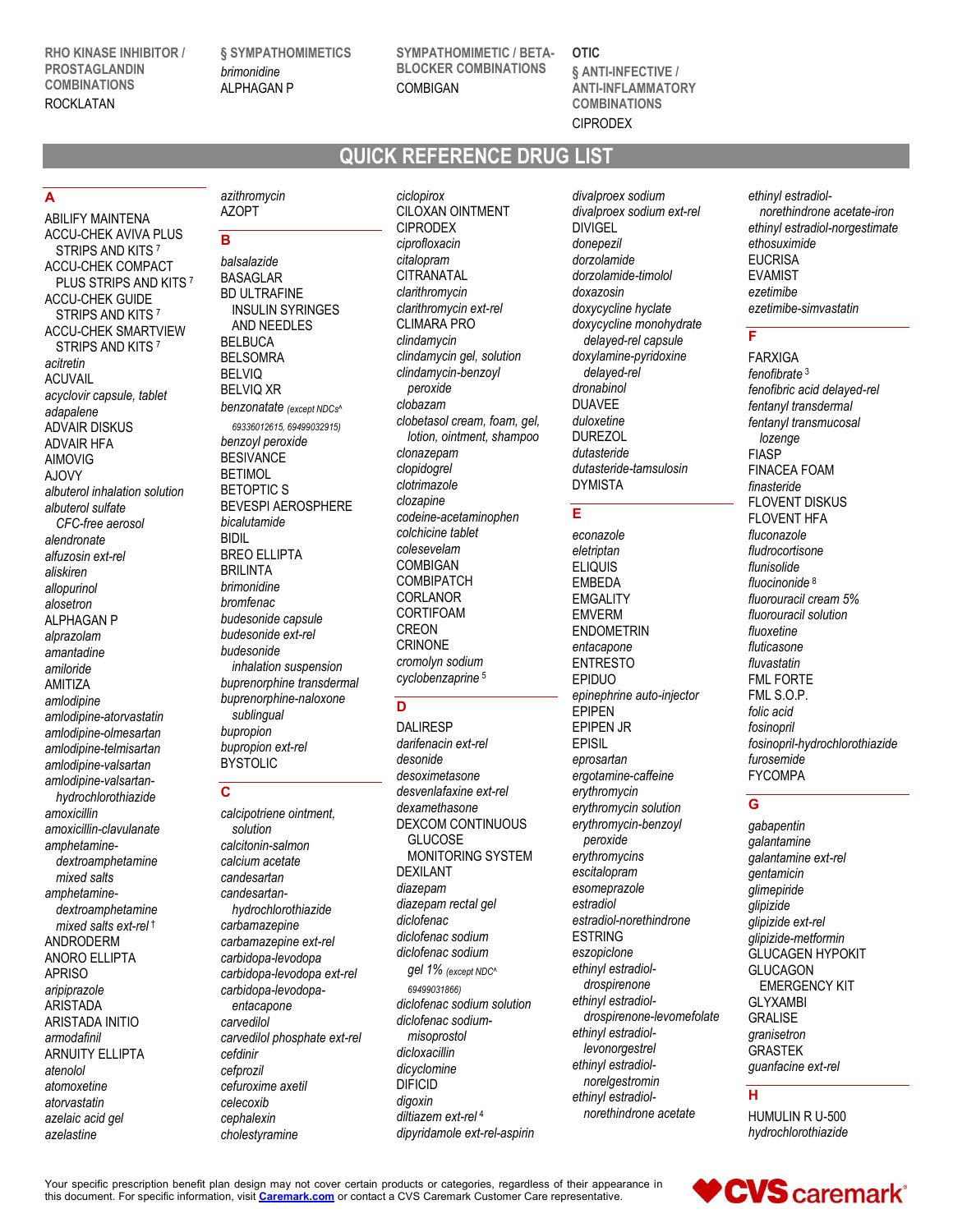**RHO KINASE INHIBITOR / PROSTAGLANDIN COMBINATIONS**
ROCKLATAN

**§ SYMPATHOMIMETICS**
*brimonidine*
ALPHAGAN P

**SYMPATHOMIMETIC / BETA-BLOCKER COMBINATIONS**
COMBIGAN

**OTIC**

**§ ANTI-INFECTIVE / ANTI-INFLAMMATORY COMBINATIONS**
CIPRODEX

# QUICK REFERENCE DRUG LIST

## A

ABILIFY MAINTENA
ACCU-CHEK AVIVA PLUS STRIPS AND KITS [7]
ACCU-CHEK COMPACT PLUS STRIPS AND KITS [7]
ACCU-CHEK GUIDE STRIPS AND KITS [7]
ACCU-CHEK SMARTVIEW STRIPS AND KITS [7]
*acitretin*
ACUVAIL
*acyclovir capsule, tablet*
*adapalene*
ADVAIR DISKUS
ADVAIR HFA
AIMOVIG
AJOVY
*albuterol inhalation solution*
*albuterol sulfate CFC-free aerosol*
*alendronate*
*alfuzosin ext-rel*
*aliskiren*
*allopurinol*
*alosetron*
ALPHAGAN P
*alprazolam*
*amantadine*
*amiloride*
AMITIZA
*amlodipine*
*amlodipine-atorvastatin*
*amlodipine-olmesartan*
*amlodipine-telmisartan*
*amlodipine-valsartan*
*amlodipine-valsartan-hydrochlorothiazide*
*amoxicillin*
*amoxicillin-clavulanate*
*amphetamine-dextroamphetamine mixed salts*
*amphetamine-dextroamphetamine mixed salts ext-rel* [†]
ANDRODERM
ANORO ELLIPTA
APRISO
*aripiprazole*
ARISTADA
ARISTADA INITIO
*armodafinil*
ARNUITY ELLIPTA
*atenolol*
*atomoxetine*
*atorvastatin*
*azelaic acid gel*
*azelastine*
*azithromycin*
AZOPT

## B

*balsalazide*
BASAGLAR
BD ULTRAFINE INSULIN SYRINGES AND NEEDLES
BELBUCA
BELSOMRA
BELVIQ
BELVIQ XR
*benzonatate (except NDCs^ 69336012615, 69499032915)*
*benzoyl peroxide*
BESIVANCE
BETIMOL
BETOPTIC S
BEVESPI AEROSPHERE
*bicalutamide*
BIDIL
BREO ELLIPTA
BRILINTA
*brimonidine*
*bromfenac*
*budesonide capsule*
*budesonide ext-rel*
*budesonide inhalation suspension*
*buprenorphine transdermal*
*buprenorphine-naloxone sublingual*
*bupropion*
*bupropion ext-rel*
BYSTOLIC

## C

*calcipotriene ointment, solution*
*calcitonin-salmon*
*calcium acetate*
*candesartan*
*candesartan-hydrochlorothiazide*
*carbamazepine*
*carbamazepine ext-rel*
*carbidopa-levodopa*
*carbidopa-levodopa ext-rel*
*carbidopa-levodopa-entacapone*
*carvedilol*
*carvedilol phosphate ext-rel*
*cefdinir*
*cefprozil*
*cefuroxime axetil*
*celecoxib*
*cephalexin*
*cholestyramine*
*ciclopirox*
CILOXAN OINTMENT
CIPRODEX
*ciprofloxacin*
*citalopram*
CITRANATAL
*clarithromycin*
*clarithromycin ext-rel*
CLIMARA PRO
*clindamycin*
*clindamycin gel, solution*
*clindamycin-benzoyl peroxide*
*clobazam*
*clobetasol cream, foam, gel, lotion, ointment, shampoo*
*clonazepam*
*clopidogrel*
*clotrimazole*
*clozapine*
*codeine-acetaminophen*
*colchicine tablet*
*colesevelam*
COMBIGAN
COMBIPATCH
CORLANOR
CORTIFOAM
CREON
CRINONE
*cromolyn sodium*
*cyclobenzaprine* [5]

## D

DALIRESP
*darifenacin ext-rel*
*desonide*
*desoximetasone*
*desvenlafaxine ext-rel*
*dexamethasone*
DEXCOM CONTINUOUS GLUCOSE MONITORING SYSTEM
DEXILANT
*diazepam*
*diazepam rectal gel*
*diclofenac*
*diclofenac sodium*
*diclofenac sodium gel 1% (except NDC^ 69499031866)*
*diclofenac sodium solution*
*diclofenac sodium-misoprostol*
*dicloxacillin*
*dicyclomine*
DIFICID
*digoxin*
*diltiazem ext-rel* [4]
*dipyridamole ext-rel-aspirin*
*divalproex sodium*
*divalproex sodium ext-rel*
DIVIGEL
*donepezil*
*dorzolamide*
*dorzolamide-timolol*
*doxazosin*
*doxycycline hyclate*
*doxycycline monohydrate delayed-rel capsule*
*doxylamine-pyridoxine delayed-rel*
*dronabinol*
DUAVEE
*duloxetine*
DUREZOL
*dutasteride*
*dutasteride-tamsulosin*
DYMISTA

## E

*econazole*
*eletriptan*
ELIQUIS
EMBEDA
EMGALITY
EMVERM
ENDOMETRIN
*entacapone*
ENTRESTO
EPIDUO
*epinephrine auto-injector*
EPIPEN
EPIPEN JR
EPISIL
*eprosartan*
*ergotamine-caffeine*
*erythromycin*
*erythromycin solution*
*erythromycin-benzoyl peroxide*
*erythromycins*
*escitalopram*
*esomeprazole*
*estradiol*
*estradiol-norethindrone*
ESTRING
*eszopiclone*
*ethinyl estradiol-drospirenone*
*ethinyl estradiol-drospirenone-levomefolate*
*ethinyl estradiol-levonorgestrel*
*ethinyl estradiol-norelgestromin*
*ethinyl estradiol-norethindrone acetate*
*ethinyl estradiol-norethindrone acetate-iron*
*ethinyl estradiol-norgestimate*
*ethosuximide*
EUCRISA
EVAMIST
*ezetimibe*
*ezetimibe-simvastatin*

## F

FARXIGA
*fenofibrate* [3]
*fenofibric acid delayed-rel*
*fentanyl transdermal*
*fentanyl transmucosal lozenge*
FIASP
FINACEA FOAM
*finasteride*
FLOVENT DISKUS
FLOVENT HFA
*fluconazole*
*fludrocortisone*
*flunisolide*
*fluocinonide* [8]
*fluorouracil cream 5%*
*fluorouracil solution*
*fluoxetine*
*fluticasone*
*fluvastatin*
FML FORTE
FML S.O.P.
*folic acid*
*fosinopril*
*fosinopril-hydrochlorothiazide*
*furosemide*
FYCOMPA

## G

*gabapentin*
*galantamine*
*galantamine ext-rel*
*gentamicin*
*glimepiride*
*glipizide*
*glipizide ext-rel*
*glipizide-metformin*
GLUCAGEN HYPOKIT
GLUCAGON EMERGENCY KIT
GLYXAMBI
GRALISE
*granisetron*
GRASTEK
*guanfacine ext-rel*

## H

HUMULIN R U-500
*hydrochlorothiazide*

Your specific prescription benefit plan design may not cover certain products or categories, regardless of their appearance in this document. For specific information, visit **Caremark.com** or contact a CVS Caremark Customer Care representative.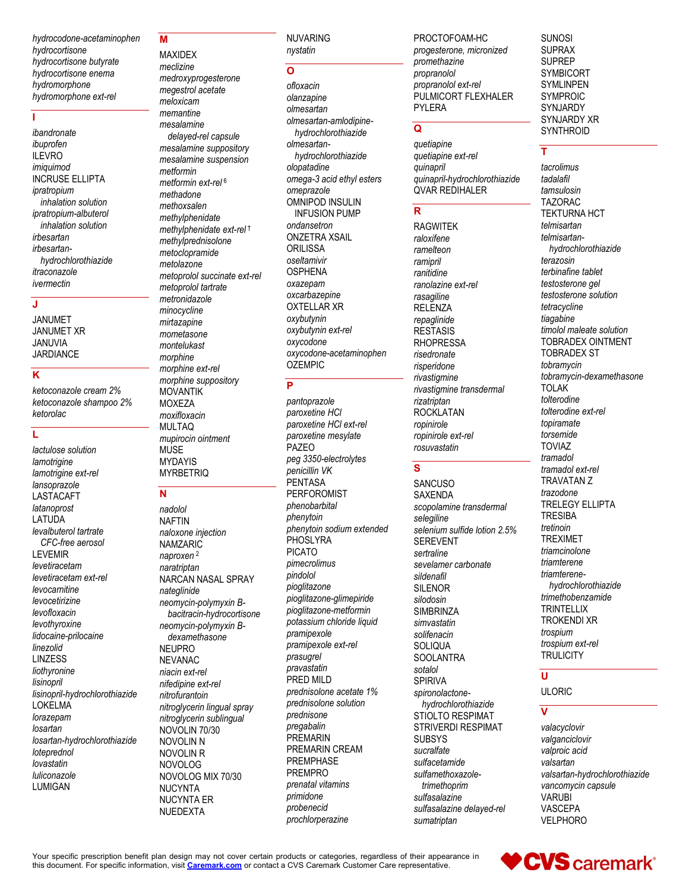*hydrocodone-acetaminophen*
*hydrocortisone*
*hydrocortisone butyrate*
*hydrocortisone enema*
*hydromorphone*
*hydromorphone ext-rel*

## I

*ibandronate*
*ibuprofen*
ILEVRO
*imiquimod*
INCRUSE ELLIPTA
*ipratropium*
  *inhalation solution*
*ipratropium-albuterol*
  *inhalation solution*
*irbesartan*
*irbesartan-*
  *hydrochlorothiazide*
*itraconazole*
*ivermectin*

## J

JANUMET
JANUMET XR
JANUVIA
JARDIANCE

## K

*ketoconazole cream 2%*
*ketoconazole shampoo 2%*
*ketorolac*

## L

*lactulose solution*
*lamotrigine*
*lamotrigine ext-rel*
*lansoprazole*
LASTACAFT
*latanoprost*
LATUDA
*levalbuterol tartrate*
  *CFC-free aerosol*
LEVEMIR
*levetiracetam*
*levetiracetam ext-rel*
*levocarnitine*
*levocetirizine*
*levofloxacin*
*levothyroxine*
*lidocaine-prilocaine*
*linezolid*
LINZESS
*liothyronine*
*lisinopril*
*lisinopril-hydrochlorothiazide*
LOKELMA
*lorazepam*
*losartan*
*losartan-hydrochlorothiazide*
*loteprednol*
*lovastatin*
*luliconazole*
LUMIGAN

## M

MAXIDEX
*meclizine*
*medroxyprogesterone*
*megestrol acetate*
*meloxicam*
*memantine*
*mesalamine*
  *delayed-rel capsule*
*mesalamine suppository*
*mesalamine suspension*
*metformin*
*metformin ext-rel* [6]
*methadone*
*methoxsalen*
*methylphenidate*
*methylphenidate ext-rel* [†]
*methylprednisolone*
*metoclopramide*
*metolazone*
*metoprolol succinate ext-rel*
*metoprolol tartrate*
*metronidazole*
*minocycline*
*mirtazapine*
*mometasone*
*montelukast*
*morphine*
*morphine ext-rel*
*morphine suppository*
MOVANTIK
MOXEZA
*moxifloxacin*
MULTAQ
*mupirocin ointment*
MUSE
MYDAYIS
MYRBETRIQ

## N

*nadolol*
NAFTIN
*naloxone injection*
NAMZARIC
*naproxen* [2]
*naratriptan*
NARCAN NASAL SPRAY
*nateglinide*
*neomycin-polymyxin B-*
  *bacitracin-hydrocortisone*
*neomycin-polymyxin B-*
  *dexamethasone*
NEUPRO
NEVANAC
*niacin ext-rel*
*nifedipine ext-rel*
*nitrofurantoin*
*nitroglycerin lingual spray*
*nitroglycerin sublingual*
NOVOLIN 70/30
NOVOLIN N
NOVOLIN R
NOVOLOG
NOVOLOG MIX 70/30
NUCYNTA
NUCYNTA ER
NUEDEXTA
NUVARING
*nystatin*

## O

*ofloxacin*
*olanzapine*
*olmesartan*
*olmesartan-amlodipine-*
  *hydrochlorothiazide*
*olmesartan-*
  *hydrochlorothiazide*
*olopatadine*
*omega-3 acid ethyl esters*
*omeprazole*
OMNIPOD INSULIN
  INFUSION PUMP
*ondansetron*
ONZETRA XSAIL
ORILISSA
*oseltamivir*
OSPHENA
*oxazepam*
*oxcarbazepine*
OXTELLAR XR
*oxybutynin*
*oxybutynin ext-rel*
*oxycodone*
*oxycodone-acetaminophen*
OZEMPIC

## P

*pantoprazole*
*paroxetine HCl*
*paroxetine HCl ext-rel*
*paroxetine mesylate*
PAZEO
*peg 3350-electrolytes*
*penicillin VK*
PENTASA
PERFOROMIST
*phenobarbital*
*phenytoin*
*phenytoin sodium extended*
PHOSLYRA
PICATO
*pimecrolimus*
*pindolol*
*pioglitazone*
*pioglitazone-glimepiride*
*pioglitazone-metformin*
*potassium chloride liquid*
*pramipexole*
*pramipexole ext-rel*
*prasugrel*
*pravastatin*
PRED MILD
*prednisolone acetate 1%*
*prednisolone solution*
*prednisone*
*pregabalin*
PREMARIN
PREMARIN CREAM
PREMPHASE
PREMPRO
*prenatal vitamins*
*primidone*
*probenecid*
*prochlorperazine*
PROCTOFOAM-HC
*progesterone, micronized*
*promethazine*
*propranolol*
*propranolol ext-rel*
PULMICORT FLEXHALER
PYLERA

## Q

*quetiapine*
*quetiapine ext-rel*
*quinapril*
*quinapril-hydrochlorothiazide*
QVAR REDIHALER

## R

RAGWITEK
*raloxifene*
*ramelteon*
*ramipril*
*ranitidine*
*ranolazine ext-rel*
*rasagiline*
RELENZA
*repaglinide*
RESTASIS
RHOPRESSA
*risedronate*
*risperidone*
*rivastigmine*
*rivastigmine transdermal*
*rizatriptan*
ROCKLATAN
*ropinirole*
*ropinirole ext-rel*
*rosuvastatin*

## S

SANCUSO
SAXENDA
*scopolamine transdermal*
*selegiline*
*selenium sulfide lotion 2.5%*
SEREVENT
*sertraline*
*sevelamer carbonate*
*sildenafil*
SILENOR
*silodosin*
SIMBRINZA
*simvastatin*
*solifenacin*
SOLIQUA
SOOLANTRA
*sotalol*
SPIRIVA
*spironolactone-*
  *hydrochlorothiazide*
STIOLTO RESPIMAT
STRIVERDI RESPIMAT
SUBSYS
*sucralfate*
*sulfacetamide*
*sulfamethoxazole-*
  *trimethoprim*
*sulfasalazine*
*sulfasalazine delayed-rel*
*sumatriptan*
SUNOSI
SUPRAX
SUPREP
SYMBICORT
SYMLINPEN
SYMPROIC
SYNJARDY
SYNJARDY XR
SYNTHROID

## T

*tacrolimus*
*tadalafil*
*tamsulosin*
TAZORAC
TEKTURNA HCT
*telmisartan*
*telmisartan-*
  *hydrochlorothiazide*
*terazosin*
*terbinafine tablet*
*testosterone gel*
*testosterone solution*
*tetracycline*
*tiagabine*
*timolol maleate solution*
TOBRADEX OINTMENT
TOBRADEX ST
*tobramycin*
*tobramycin-dexamethasone*
TOLAK
*tolterodine*
*tolterodine ext-rel*
*topiramate*
*torsemide*
TOVIAZ
*tramadol*
*tramadol ext-rel*
TRAVATAN Z
*trazodone*
TRELEGY ELLIPTA
TRESIBA
*tretinoin*
TREXIMET
*triamcinolone*
*triamterene*
*triamterene-*
  *hydrochlorothiazide*
*trimethobenzamide*
TRINTELLIX
TROKENDI XR
*trospium*
*trospium ext-rel*
TRULICITY

## U

ULORIC

## V

*valacyclovir*
*valganciclovir*
*valproic acid*
*valsartan*
*valsartan-hydrochlorothiazide*
*vancomycin capsule*
VARUBI
VASCEPA
VELPHORO

Your specific prescription benefit plan design may not cover certain products or categories, regardless of their appearance in this document. For specific information, visit [Caremark.com](Caremark.com) or contact a CVS Caremark Customer Care representative.

CVS caremark®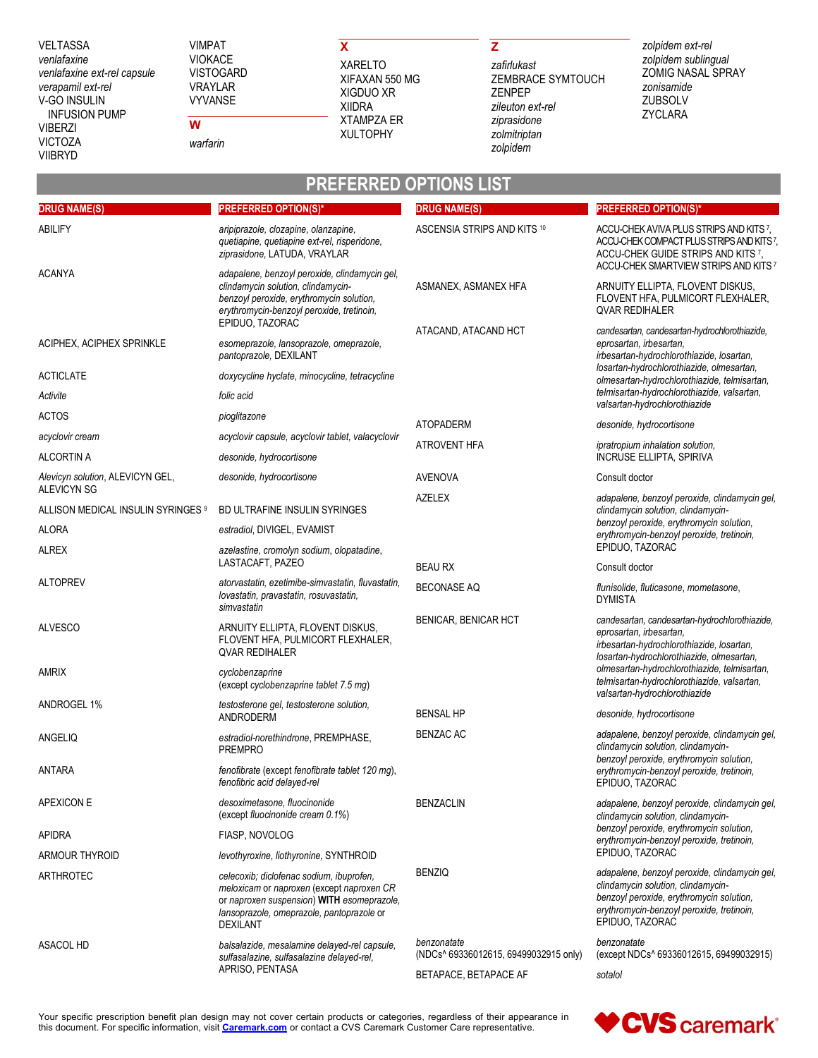VELTASSA
*venlafaxine*
*venlafaxine ext-rel capsule*
*verapamil ext-rel*
V-GO INSULIN INFUSION PUMP
VIBERZI
VICTOZA
VIIBRYD
VIMPAT
VIOKACE
VISTOGARD
VRAYLAR
VYVANSE

**W**

*warfarin*

**X**

XARELTO
XIFAXAN 550 MG
XIGDUO XR
XIIDRA
XTAMPZA ER
XULTOPHY

**Z**

*zafirlukast*
ZEMBRACE SYMTOUCH
ZENPEP
*zileuton ext-rel*
*ziprasidone*
*zolmitriptan*
*zolpidem*
*zolpidem ext-rel*
*zolpidem sublingual*
ZOMIG NASAL SPRAY
*zonisamide*
ZUBSOLV
ZYCLARA

# PREFERRED OPTIONS LIST

| DRUG NAME(S) | PREFERRED OPTION(S)* |
|---|---|
| ABILIFY | *aripiprazole, clozapine, olanzapine, quetiapine, quetiapine ext-rel, risperidone, ziprasidone,* LATUDA, VRAYLAR |
| ACANYA | *adapalene, benzoyl peroxide, clindamycin gel, clindamycin solution, clindamycin-benzoyl peroxide, erythromycin solution, erythromycin-benzoyl peroxide, tretinoin,* EPIDUO, TAZORAC |
| ACIPHEX, ACIPHEX SPRINKLE | *esomeprazole, lansoprazole, omeprazole, pantoprazole,* DEXILANT |
| ACTICLATE | *doxycycline hyclate, minocycline, tetracycline* |
| *Activite* | *folic acid* |
| ACTOS | *pioglitazone* |
| *acyclovir cream* | *acyclovir capsule, acyclovir tablet, valacyclovir* |
| ALCORTIN A | *desonide, hydrocortisone* |
| *Alevicyn solution*, ALEVICYN GEL, ALEVICYN SG | *desonide, hydrocortisone* |
| ALLISON MEDICAL INSULIN SYRINGES [9] | BD ULTRAFINE INSULIN SYRINGES |
| ALORA | *estradiol,* DIVIGEL, EVAMIST |
| ALREX | *azelastine, cromolyn sodium, olopatadine,* LASTACAFT, PAZEO |
| ALTOPREV | *atorvastatin, ezetimibe-simvastatin, fluvastatin, lovastatin, pravastatin, rosuvastatin, simvastatin* |
| ALVESCO | ARNUITY ELLIPTA, FLOVENT DISKUS, FLOVENT HFA, PULMICORT FLEXHALER, QVAR REDIHALER |
| AMRIX | *cyclobenzaprine* (except *cyclobenzaprine tablet 7.5 mg*) |
| ANDROGEL 1% | *testosterone gel, testosterone solution,* ANDRODERM |
| ANGELIQ | *estradiol-norethindrone,* PREMPHASE, PREMPRO |
| ANTARA | *fenofibrate* (except *fenofibrate tablet 120 mg*), *fenofibric acid delayed-rel* |
| APEXICON E | *desoximetasone, fluocinonide* (except *fluocinonide cream 0.1%*) |
| APIDRA | FIASP, NOVOLOG |
| ARMOUR THYROID | *levothyroxine, liothyronine,* SYNTHROID |
| ARTHROTEC | *celecoxib; diclofenac sodium, ibuprofen, meloxicam* or *naproxen* (except *naproxen CR* or *naproxen suspension*) **WITH** *esomeprazole, lansoprazole, omeprazole, pantoprazole* or DEXILANT |
| ASACOL HD | *balsalazide, mesalamine delayed-rel capsule, sulfasalazine, sulfasalazine delayed-rel,* APRISO, PENTASA |
| ASCENSIA STRIPS AND KITS [10] | ACCU-CHEK AVIVA PLUS STRIPS AND KITS [7], ACCU-CHEK COMPACT PLUS STRIPS AND KITS [7], ACCU-CHEK GUIDE STRIPS AND KITS [7], ACCU-CHEK SMARTVIEW STRIPS AND KITS [7] |
| ASMANEX, ASMANEX HFA | ARNUITY ELLIPTA, FLOVENT DISKUS, FLOVENT HFA, PULMICORT FLEXHALER, QVAR REDIHALER |
| ATACAND, ATACAND HCT | *candesartan, candesartan-hydrochlorothiazide, eprosartan, irbesartan, irbesartan-hydrochlorothiazide, losartan, losartan-hydrochlorothiazide, olmesartan, olmesartan-hydrochlorothiazide, telmisartan, telmisartan-hydrochlorothiazide, valsartan, valsartan-hydrochlorothiazide* |
| ATOPADERM | *desonide, hydrocortisone* |
| ATROVENT HFA | *ipratropium inhalation solution,* INCRUSE ELLIPTA, SPIRIVA |
| AVENOVA | Consult doctor |
| AZELEX | *adapalene, benzoyl peroxide, clindamycin gel, clindamycin solution, clindamycin-benzoyl peroxide, erythromycin solution, erythromycin-benzoyl peroxide, tretinoin,* EPIDUO, TAZORAC |
| BEAU RX | Consult doctor |
| BECONASE AQ | *flunisolide, fluticasone, mometasone,* DYMISTA |
| BENICAR, BENICAR HCT | *candesartan, candesartan-hydrochlorothiazide, eprosartan, irbesartan, irbesartan-hydrochlorothiazide, losartan, losartan-hydrochlorothiazide, olmesartan, olmesartan-hydrochlorothiazide, telmisartan, telmisartan-hydrochlorothiazide, valsartan, valsartan-hydrochlorothiazide* |
| BENSAL HP | *desonide, hydrocortisone* |
| BENZAC AC | *adapalene, benzoyl peroxide, clindamycin gel, clindamycin solution, clindamycin-benzoyl peroxide, erythromycin solution, erythromycin-benzoyl peroxide, tretinoin,* EPIDUO, TAZORAC |
| BENZACLIN | *adapalene, benzoyl peroxide, clindamycin gel, clindamycin solution, clindamycin-benzoyl peroxide, erythromycin solution, erythromycin-benzoyl peroxide, tretinoin,* EPIDUO, TAZORAC |
| BENZIQ | *adapalene, benzoyl peroxide, clindamycin gel, clindamycin solution, clindamycin-benzoyl peroxide, erythromycin solution, erythromycin-benzoyl peroxide, tretinoin,* EPIDUO, TAZORAC |
| *benzonatate* (NDCs^ 69336012615, 69499032915 only) | *benzonatate* (except NDCs^ 69336012615, 69499032915) |
| BETAPACE, BETAPACE AF | *sotalol* |

Your specific prescription benefit plan design may not cover certain products or categories, regardless of their appearance in this document. For specific information, visit Caremark.com or contact a CVS Caremark Customer Care representative.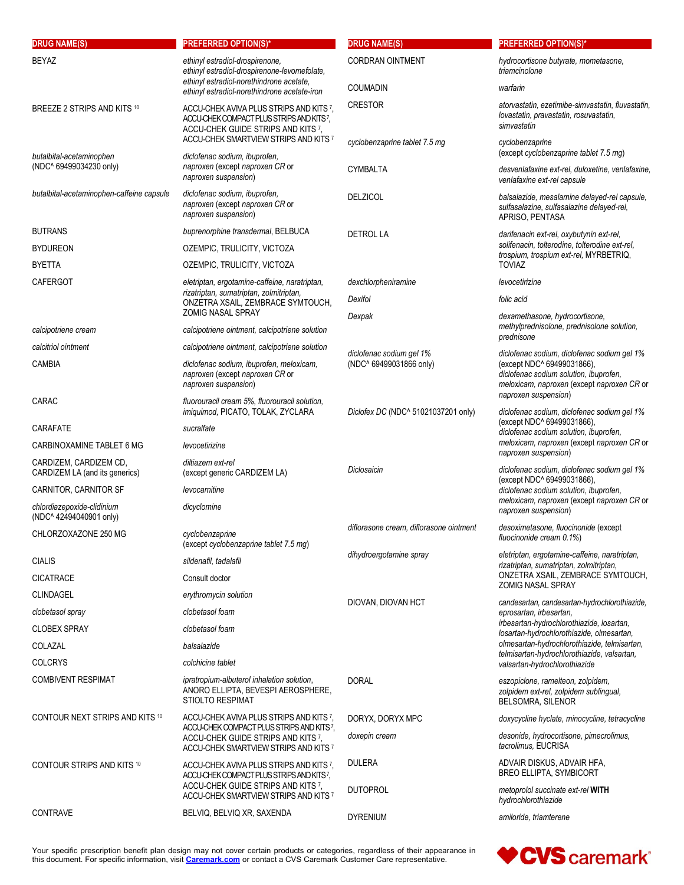| DRUG NAME(S) | PREFERRED OPTION(S)* |
| --- | --- |
| BEYAZ | *ethinyl estradiol-drospirenone, ethinyl estradiol-drospirenone-levomefolate, ethinyl estradiol-norethindrone acetate, ethinyl estradiol-norethindrone acetate-iron* |
| BREEZE 2 STRIPS AND KITS [10] | ACCU-CHEK AVIVA PLUS STRIPS AND KITS [7], ACCU-CHEK COMPACT PLUS STRIPS AND KITS [7], ACCU-CHEK GUIDE STRIPS AND KITS [7], ACCU-CHEK SMARTVIEW STRIPS AND KITS [7] |
| *butalbital-acetaminophen* (NDC^ 69499034230 only) | *diclofenac sodium, ibuprofen, naproxen* (except *naproxen CR* or *naproxen suspension*) |
| *butalbital-acetaminophen-caffeine capsule* | *diclofenac sodium, ibuprofen, naproxen* (except *naproxen CR* or *naproxen suspension*) |
| BUTRANS | *buprenorphine transdermal*, BELBUCA |
| BYDUREON | OZEMPIC, TRULICITY, VICTOZA |
| BYETTA | OZEMPIC, TRULICITY, VICTOZA |
| CAFERGOT | *eletriptan, ergotamine-caffeine, naratriptan, rizatriptan, sumatriptan, zolmitriptan*, ONZETRA XSAIL, ZEMBRACE SYMTOUCH, ZOMIG NASAL SPRAY |
| *calcipotriene cream* | *calcipotriene ointment, calcipotriene solution* |
| *calcitriol ointment* | *calcipotriene ointment, calcipotriene solution* |
| CAMBIA | *diclofenac sodium, ibuprofen, meloxicam, naproxen* (except *naproxen CR* or *naproxen suspension*) |
| CARAC | *fluorouracil cream 5%, fluorouracil solution, imiquimod*, PICATO, TOLAK, ZYCLARA |
| CARAFATE | *sucralfate* |
| CARBINOXAMINE TABLET 6 MG | *levocetirizine* |
| CARDIZEM, CARDIZEM CD, CARDIZEM LA (and its generics) | *diltiazem ext-rel* (except generic CARDIZEM LA) |
| CARNITOR, CARNITOR SF | *levocarnitine* |
| *chlordiazepoxide-clidinium* (NDC^ 42494040901 only) | *dicyclomine* |
| CHLORZOXAZONE 250 MG | *cyclobenzaprine* (except *cyclobenzaprine tablet 7.5 mg*) |
| CIALIS | *sildenafil, tadalafil* |
| CICATRACE | Consult doctor |
| CLINDAGEL | *erythromycin solution* |
| *clobetasol spray* | *clobetasol foam* |
| CLOBEX SPRAY | *clobetasol foam* |
| COLAZAL | *balsalazide* |
| COLCRYS | *colchicine tablet* |
| COMBIVENT RESPIMAT | *ipratropium-albuterol inhalation solution*, ANORO ELLIPTA, BEVESPI AEROSPHERE, STIOLTO RESPIMAT |
| CONTOUR NEXT STRIPS AND KITS [10] | ACCU-CHEK AVIVA PLUS STRIPS AND KITS [7], ACCU-CHEK COMPACT PLUS STRIPS AND KITS [7], ACCU-CHEK GUIDE STRIPS AND KITS [7], ACCU-CHEK SMARTVIEW STRIPS AND KITS [7] |
| CONTOUR STRIPS AND KITS [10] | ACCU-CHEK AVIVA PLUS STRIPS AND KITS [7], ACCU-CHEK COMPACT PLUS STRIPS AND KITS [7], ACCU-CHEK GUIDE STRIPS AND KITS [7], ACCU-CHEK SMARTVIEW STRIPS AND KITS [7] |
| CONTRAVE | BELVIQ, BELVIQ XR, SAXENDA |
| CORDRAN OINTMENT | *hydrocortisone butyrate, mometasone, triamcinolone* |
| COUMADIN | *warfarin* |
| CRESTOR | *atorvastatin, ezetimibe-simvastatin, fluvastatin, lovastatin, pravastatin, rosuvastatin, simvastatin* |
| *cyclobenzaprine tablet 7.5 mg* | *cyclobenzaprine* (except *cyclobenzaprine tablet 7.5 mg*) |
| CYMBALTA | *desvenlafaxine ext-rel, duloxetine, venlafaxine, venlafaxine ext-rel capsule* |
| DELZICOL | *balsalazide, mesalamine delayed-rel capsule, sulfasalazine, sulfasalazine delayed-rel*, APRISO, PENTASA |
| DETROL LA | *darifenacin ext-rel, oxybutynin ext-rel, solifenacin, tolterodine, tolterodine ext-rel, trospium, trospium ext-rel*, MYRBETRIQ, TOVIAZ |
| *dexchlorpheniramine* | *levocetirizine* |
| *Dexifol* | *folic acid* |
| *Dexpak* | *dexamethasone, hydrocortisone, methylprednisolone, prednisolone solution, prednisone* |
| *diclofenac sodium gel 1%* (NDC^ 69499031866 only) | *diclofenac sodium, diclofenac sodium gel 1%* (except NDC^ 69499031866), *diclofenac sodium solution, ibuprofen, meloxicam, naproxen* (except *naproxen CR* or *naproxen suspension*) |
| *Diclofex DC* (NDC^ 51021037201 only) | *diclofenac sodium, diclofenac sodium gel 1%* (except NDC^ 69499031866), *diclofenac sodium solution, ibuprofen, meloxicam, naproxen* (except *naproxen CR* or *naproxen suspension*) |
| *Diclosaicin* | *diclofenac sodium, diclofenac sodium gel 1%* (except NDC^ 69499031866), *diclofenac sodium solution, ibuprofen, meloxicam, naproxen* (except *naproxen CR* or *naproxen suspension*) |
| *diflorasone cream, diflorasone ointment* | *desoximetasone, fluocinonide* (except *fluocinonide cream 0.1%*) |
| *dihydroergotamine spray* | *eletriptan, ergotamine-caffeine, naratriptan, rizatriptan, sumatriptan, zolmitriptan*, ONZETRA XSAIL, ZEMBRACE SYMTOUCH, ZOMIG NASAL SPRAY |
| DIOVAN, DIOVAN HCT | *candesartan, candesartan-hydrochlorothiazide, eprosartan, irbesartan, irbesartan-hydrochlorothiazide, losartan, losartan-hydrochlorothiazide, olmesartan, olmesartan-hydrochlorothiazide, telmisartan, telmisartan-hydrochlorothiazide, valsartan, valsartan-hydrochlorothiazide* |
| DORAL | *eszopiclone, ramelteon, zolpidem, zolpidem ext-rel, zolpidem sublingual*, BELSOMRA, SILENOR |
| DORYX, DORYX MPC | *doxycycline hyclate, minocycline, tetracycline* |
| *doxepin cream* | *desonide, hydrocortisone, pimecrolimus, tacrolimus*, EUCRISA |
| DULERA | ADVAIR DISKUS, ADVAIR HFA, BREO ELLIPTA, SYMBICORT |
| DUTOPROL | *metoprolol succinate ext-rel* **WITH** *hydrochlorothiazide* |
| DYRENIUM | *amiloride, triamterene* |

Your specific prescription benefit plan design may not cover certain products or categories, regardless of their appearance in this document. For specific information, visit **Caremark.com** or contact a CVS Caremark Customer Care representative.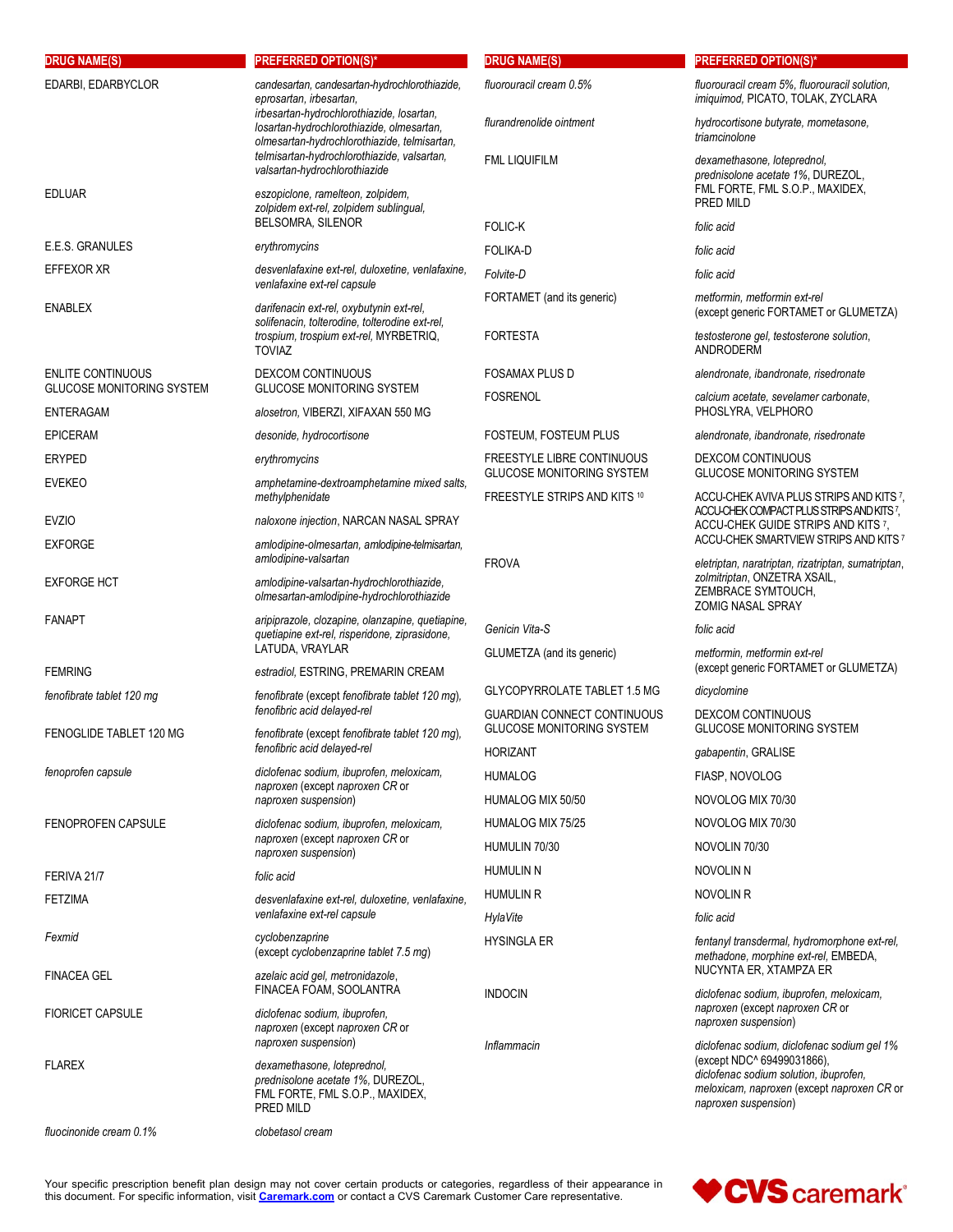| DRUG NAME(S) | PREFERRED OPTION(S)* |
|---|---|
| EDARBI, EDARBYCLOR | *candesartan, candesartan-hydrochlorothiazide, eprosartan, irbesartan, irbesartan-hydrochlorothiazide, losartan, losartan-hydrochlorothiazide, olmesartan, olmesartan-hydrochlorothiazide, telmisartan, telmisartan-hydrochlorothiazide, valsartan, valsartan-hydrochlorothiazide* |
| EDLUAR | *eszopiclone, ramelteon, zolpidem, zolpidem ext-rel, zolpidem sublingual,* BELSOMRA, SILENOR |
| E.E.S. GRANULES | *erythromycins* |
| EFFEXOR XR | *desvenlafaxine ext-rel, duloxetine, venlafaxine, venlafaxine ext-rel capsule* |
| ENABLEX | *darifenacin ext-rel, oxybutynin ext-rel, solifenacin, tolterodine, tolterodine ext-rel, trospium, trospium ext-rel,* MYRBETRIQ, TOVIAZ |
| ENLITE CONTINUOUS GLUCOSE MONITORING SYSTEM | DEXCOM CONTINUOUS GLUCOSE MONITORING SYSTEM |
| ENTERAGAM | *alosetron,* VIBERZI, XIFAXAN 550 MG |
| EPICERAM | *desonide, hydrocortisone* |
| ERYPED | *erythromycins* |
| EVEKEO | *amphetamine-dextroamphetamine mixed salts, methylphenidate* |
| EVZIO | *naloxone injection,* NARCAN NASAL SPRAY |
| EXFORGE | *amlodipine-olmesartan, amlodipine-telmisartan, amlodipine-valsartan* |
| EXFORGE HCT | *amlodipine-valsartan-hydrochlorothiazide, olmesartan-amlodipine-hydrochlorothiazide* |
| FANAPT | *aripiprazole, clozapine, olanzapine, quetiapine, quetiapine ext-rel, risperidone, ziprasidone,* LATUDA, VRAYLAR |
| FEMRING | *estradiol,* ESTRING, PREMARIN CREAM |
| *fenofibrate tablet 120 mg* | *fenofibrate (except fenofibrate tablet 120 mg), fenofibric acid delayed-rel* |
| FENOGLIDE TABLET 120 MG | *fenofibrate (except fenofibrate tablet 120 mg), fenofibric acid delayed-rel* |
| *fenoprofen capsule* | *diclofenac sodium, ibuprofen, meloxicam, naproxen (except naproxen CR or naproxen suspension)* |
| FENOPROFEN CAPSULE | *diclofenac sodium, ibuprofen, meloxicam, naproxen (except naproxen CR or naproxen suspension)* |
| FERIVA 21/7 | *folic acid* |
| FETZIMA | *desvenlafaxine ext-rel, duloxetine, venlafaxine, venlafaxine ext-rel capsule* |
| *Fexmid* | *cyclobenzaprine (except cyclobenzaprine tablet 7.5 mg)* |
| FINACEA GEL | *azelaic acid gel, metronidazole,* FINACEA FOAM, SOOLANTRA |
| FIORICET CAPSULE | *diclofenac sodium, ibuprofen, naproxen (except naproxen CR or naproxen suspension)* |
| FLAREX | *dexamethasone, loteprednol, prednisolone acetate 1%,* DUREZOL, FML FORTE, FML S.O.P., MAXIDEX, PRED MILD |
| *fluocinonide cream 0.1%* | *clobetasol cream* |
| *fluorouracil cream 0.5%* | *fluorouracil cream 5%, fluorouracil solution, imiquimod,* PICATO, TOLAK, ZYCLARA |
| *flurandrenolide ointment* | *hydrocortisone butyrate, mometasone, triamcinolone* |
| FML LIQUIFILM | *dexamethasone, loteprednol, prednisolone acetate 1%,* DUREZOL, FML FORTE, FML S.O.P., MAXIDEX, PRED MILD |
| FOLIC-K | *folic acid* |
| FOLIKA-D | *folic acid* |
| *Folvite-D* | *folic acid* |
| FORTAMET (and its generic) | *metformin, metformin ext-rel* (except generic FORTAMET or GLUMETZA) |
| FORTESTA | *testosterone gel, testosterone solution,* ANDRODERM |
| FOSAMAX PLUS D | *alendronate, ibandronate, risedronate* |
| FOSRENOL | *calcium acetate, sevelamer carbonate,* PHOSLYRA, VELPHORO |
| FOSTEUM, FOSTEUM PLUS | *alendronate, ibandronate, risedronate* |
| FREESTYLE LIBRE CONTINUOUS GLUCOSE MONITORING SYSTEM | DEXCOM CONTINUOUS GLUCOSE MONITORING SYSTEM |
| FREESTYLE STRIPS AND KITS [10] | ACCU-CHEK AVIVA PLUS STRIPS AND KITS [7], ACCU-CHEK COMPACT PLUS STRIPS AND KITS [7], ACCU-CHEK GUIDE STRIPS AND KITS [7], ACCU-CHEK SMARTVIEW STRIPS AND KITS [7] |
| FROVA | *eletriptan, naratriptan, rizatriptan, sumatriptan, zolmitriptan,* ONZETRA XSAIL, ZEMBRACE SYMTOUCH, ZOMIG NASAL SPRAY |
| *Genicin Vita-S* | *folic acid* |
| GLUMETZA (and its generic) | *metformin, metformin ext-rel* (except generic FORTAMET or GLUMETZA) |
| GLYCOPYRROLATE TABLET 1.5 MG | *dicyclomine* |
| GUARDIAN CONNECT CONTINUOUS GLUCOSE MONITORING SYSTEM | DEXCOM CONTINUOUS GLUCOSE MONITORING SYSTEM |
| HORIZANT | *gabapentin,* GRALISE |
| HUMALOG | FIASP, NOVOLOG |
| HUMALOG MIX 50/50 | NOVOLOG MIX 70/30 |
| HUMALOG MIX 75/25 | NOVOLOG MIX 70/30 |
| HUMULIN 70/30 | NOVOLIN 70/30 |
| HUMULIN N | NOVOLIN N |
| HUMULIN R | NOVOLIN R |
| *HylaVite* | *folic acid* |
| HYSINGLA ER | *fentanyl transdermal, hydromorphone ext-rel, methadone, morphine ext-rel,* EMBEDA, NUCYNTA ER, XTAMPZA ER |
| INDOCIN | *diclofenac sodium, ibuprofen, meloxicam, naproxen (except naproxen CR or naproxen suspension)* |
| *Inflammacin* | *diclofenac sodium, diclofenac sodium gel 1% (except NDC^ 69499031866), diclofenac sodium solution, ibuprofen, meloxicam, naproxen (except naproxen CR or naproxen suspension)* |

Your specific prescription benefit plan design may not cover certain products or categories, regardless of their appearance in this document. For specific information, visit **Caremark.com** or contact a CVS Caremark Customer Care representative.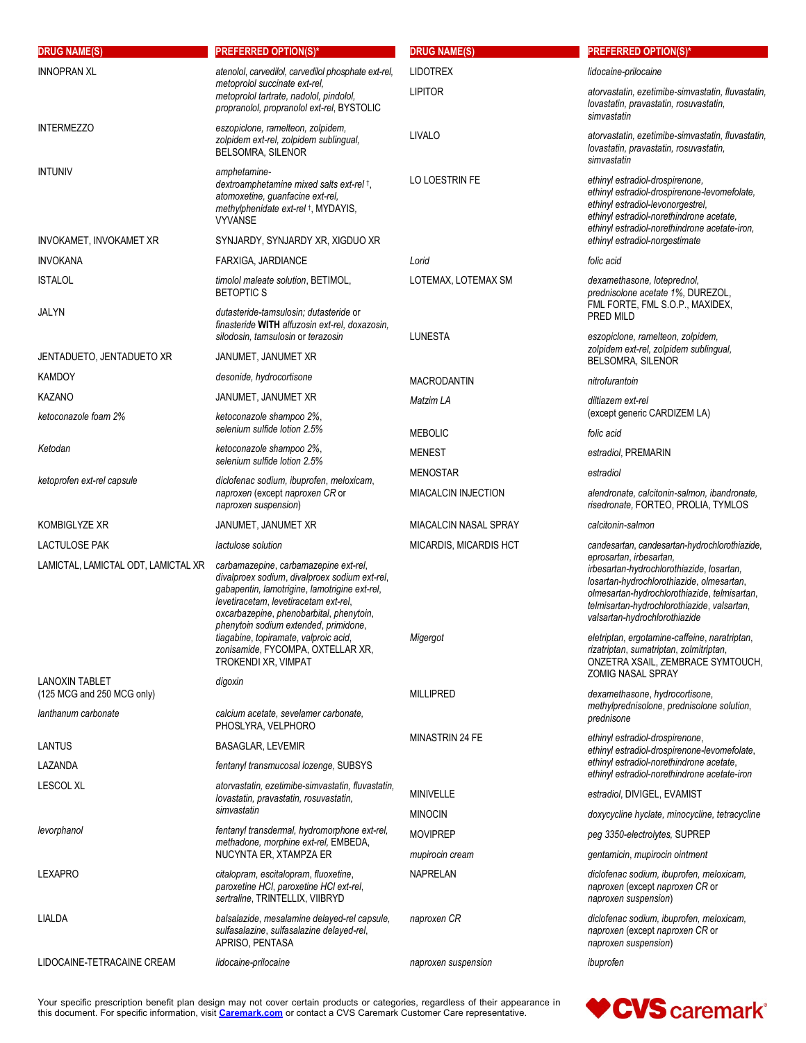| DRUG NAME(S) | PREFERRED OPTION(S)* |
|---|---|
| INNOPRAN XL | *atenolol*, *carvedilol*, *carvedilol phosphate ext-rel*, *metoprolol succinate ext-rel*, *metoprolol tartrate*, *nadolol*, *pindolol*, *propranolol*, *propranolol ext-rel*, BYSTOLIC |
| INTERMEZZO | *eszopiclone*, *ramelteon*, *zolpidem*, *zolpidem ext-rel*, *zolpidem sublingual*, BELSOMRA, SILENOR |
| INTUNIV | *amphetamine-dextroamphetamine mixed salts ext-rel* †, *atomoxetine*, *guanfacine ext-rel*, *methylphenidate ext-rel* †, MYDAYIS, VYVANSE |
| INVOKAMET, INVOKAMET XR | SYNJARDY, SYNJARDY XR, XIGDUO XR |
| INVOKANA | FARXIGA, JARDIANCE |
| ISTALOL | *timolol maleate solution*, BETIMOL, BETOPTIC S |
| JALYN | *dutasteride-tamsulosin; dutasteride* or *finasteride* **WITH** *alfuzosin ext-rel*, *doxazosin*, *silodosin*, *tamsulosin* or *terazosin* |
| JENTADUETO, JENTADUETO XR | JANUMET, JANUMET XR |
| KAMDOY | *desonide*, *hydrocortisone* |
| KAZANO | JANUMET, JANUMET XR |
| *ketoconazole foam 2%* | *ketoconazole shampoo 2%*, *selenium sulfide lotion 2.5%* |
| *Ketodan* | *ketoconazole shampoo 2%*, *selenium sulfide lotion 2.5%* |
| *ketoprofen ext-rel capsule* | *diclofenac sodium*, *ibuprofen*, *meloxicam*, *naproxen* (except *naproxen CR* or *naproxen suspension*) |
| KOMBIGLYZE XR | JANUMET, JANUMET XR |
| LACTULOSE PAK | *lactulose solution* |
| LAMICTAL, LAMICTAL ODT, LAMICTAL XR | *carbamazepine*, *carbamazepine ext-rel*, *divalproex sodium*, *divalproex sodium ext-rel*, *gabapentin*, *lamotrigine*, *lamotrigine ext-rel*, *levetiracetam*, *levetiracetam ext-rel*, *oxcarbazepine*, *phenobarbital*, *phenytoin*, *phenytoin sodium extended*, *primidone*, *tiagabine*, *topiramate*, *valproic acid*, *zonisamide*, FYCOMPA, OXTELLAR XR, TROKENDI XR, VIMPAT |
| LANOXIN TABLET (125 MCG and 250 MCG only) | *digoxin* |
| *lanthanum carbonate* | *calcium acetate*, *sevelamer carbonate*, PHOSLYRA, VELPHORO |
| LANTUS | BASAGLAR, LEVEMIR |
| LAZANDA | *fentanyl transmucosal lozenge*, SUBSYS |
| LESCOL XL | *atorvastatin*, *ezetimibe-simvastatin*, *fluvastatin*, *lovastatin*, *pravastatin*, *rosuvastatin*, *simvastatin* |
| *levorphanol* | *fentanyl transdermal*, *hydromorphone ext-rel*, *methadone*, *morphine ext-rel*, EMBEDA, NUCYNTA ER, XTAMPZA ER |
| LEXAPRO | *citalopram*, *escitalopram*, *fluoxetine*, *paroxetine HCl*, *paroxetine HCl ext-rel*, *sertraline*, TRINTELLIX, VIIBRYD |
| LIALDA | *balsalazide*, *mesalamine delayed-rel capsule*, *sulfasalazine*, *sulfasalazine delayed-rel*, APRISO, PENTASA |
| LIDOCAINE-TETRACAINE CREAM | *lidocaine-prilocaine* |
| LIDOTREX | *lidocaine-prilocaine* |
| LIPITOR | *atorvastatin*, *ezetimibe-simvastatin*, *fluvastatin*, *lovastatin*, *pravastatin*, *rosuvastatin*, *simvastatin* |
| LIVALO | *atorvastatin*, *ezetimibe-simvastatin*, *fluvastatin*, *lovastatin*, *pravastatin*, *rosuvastatin*, *simvastatin* |
| LO LOESTRIN FE | *ethinyl estradiol-drospirenone*, *ethinyl estradiol-drospirenone-levomefolate*, *ethinyl estradiol-levonorgestrel*, *ethinyl estradiol-norethindrone acetate*, *ethinyl estradiol-norethindrone acetate-iron*, *ethinyl estradiol-norgestimate* |
| *Lorid* | *folic acid* |
| LOTEMAX, LOTEMAX SM | *dexamethasone*, *loteprednol*, *prednisolone acetate 1%*, DUREZOL, FML FORTE, FML S.O.P., MAXIDEX, PRED MILD |
| LUNESTA | *eszopiclone*, *ramelteon*, *zolpidem*, *zolpidem ext-rel*, *zolpidem sublingual*, BELSOMRA, SILENOR |
| MACRODANTIN | *nitrofurantoin* |
| *Matzim LA* | *diltiazem ext-rel* (except generic CARDIZEM LA) |
| MEBOLIC | *folic acid* |
| MENEST | *estradiol*, PREMARIN |
| MENOSTAR | *estradiol* |
| MIACALCIN INJECTION | *alendronate*, *calcitonin-salmon*, *ibandronate*, *risedronate*, FORTEO, PROLIA, TYMLOS |
| MIACALCIN NASAL SPRAY | *calcitonin-salmon* |
| MICARDIS, MICARDIS HCT | *candesartan*, *candesartan-hydrochlorothiazide*, *eprosartan*, *irbesartan*, *irbesartan-hydrochlorothiazide*, *losartan*, *losartan-hydrochlorothiazide*, *olmesartan*, *olmesartan-hydrochlorothiazide*, *telmisartan*, *telmisartan-hydrochlorothiazide*, *valsartan*, *valsartan-hydrochlorothiazide* |
| *Migergot* | *eletriptan*, *ergotamine-caffeine*, *naratriptan*, *rizatriptan*, *sumatriptan*, *zolmitriptan*, ONZETRA XSAIL, ZEMBRACE SYMTOUCH, ZOMIG NASAL SPRAY |
| MILLIPRED | *dexamethasone*, *hydrocortisone*, *methylprednisolone*, *prednisolone solution*, *prednisone* |
| MINASTRIN 24 FE | *ethinyl estradiol-drospirenone*, *ethinyl estradiol-drospirenone-levomefolate*, *ethinyl estradiol-norethindrone acetate*, *ethinyl estradiol-norethindrone acetate-iron* |
| MINIVELLE | *estradiol*, DIVIGEL, EVAMIST |
| MINOCIN | *doxycycline hyclate*, *minocycline*, *tetracycline* |
| MOVIPREP | *peg 3350-electrolytes*, SUPREP |
| *mupirocin cream* | *gentamicin*, *mupirocin ointment* |
| NAPRELAN | *diclofenac sodium*, *ibuprofen*, *meloxicam*, *naproxen* (except *naproxen CR* or *naproxen suspension*) |
| *naproxen CR* | *diclofenac sodium*, *ibuprofen*, *meloxicam*, *naproxen* (except *naproxen CR* or *naproxen suspension*) |
| *naproxen suspension* | *ibuprofen* |

Your specific prescription benefit plan design may not cover certain products or categories, regardless of their appearance in this document. For specific information, visit **Caremark.com** or contact a CVS Caremark Customer Care representative.

CVS caremark®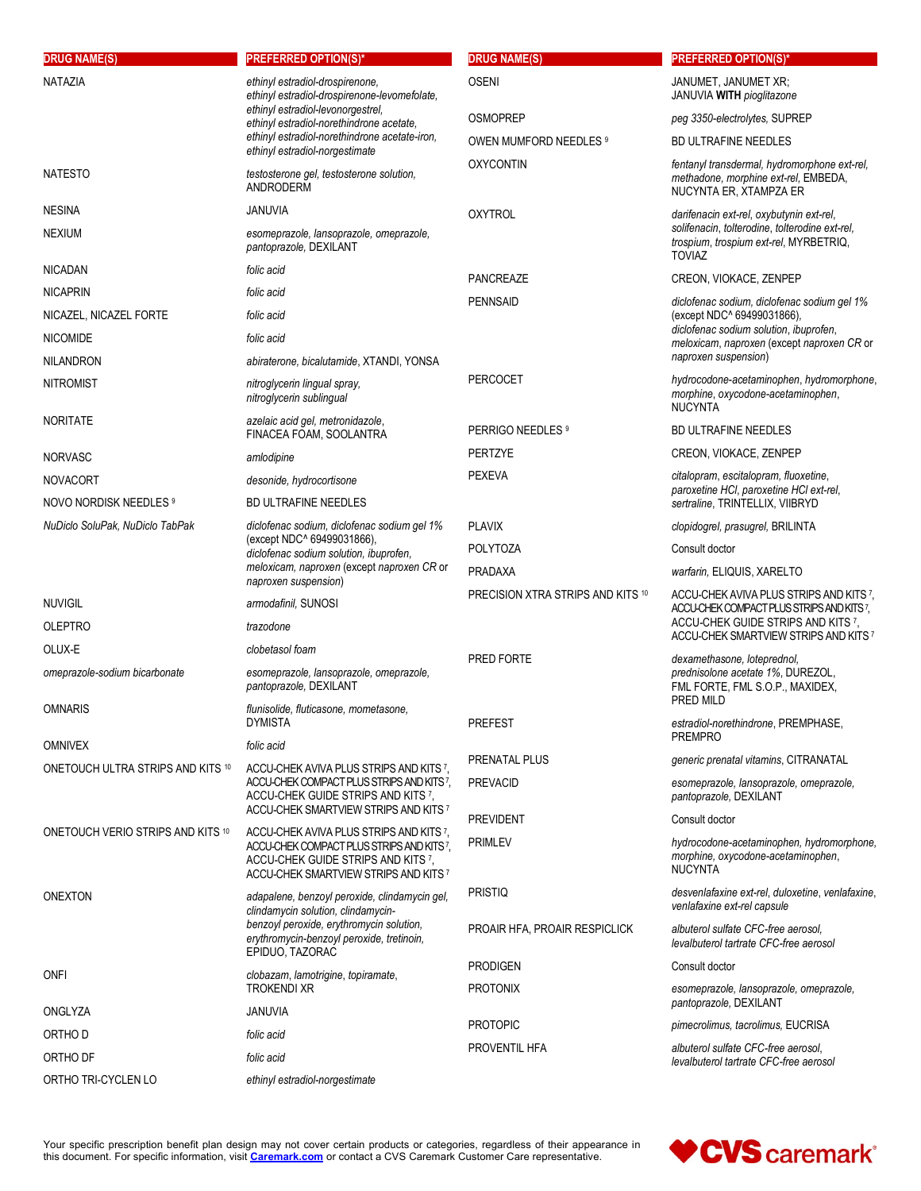| DRUG NAME(S) | PREFERRED OPTION(S)* |
|---|---|
| NATAZIA | *ethinyl estradiol-drospirenone, ethinyl estradiol-drospirenone-levomefolate, ethinyl estradiol-levonorgestrel, ethinyl estradiol-norethindrone acetate, ethinyl estradiol-norethindrone acetate-iron, ethinyl estradiol-norgestimate* |
| NATESTO | *testosterone gel, testosterone solution,* ANDRODERM |
| NESINA | JANUVIA |
| NEXIUM | *esomeprazole, lansoprazole, omeprazole, pantoprazole,* DEXILANT |
| NICADAN | *folic acid* |
| NICAPRIN | *folic acid* |
| NICAZEL, NICAZEL FORTE | *folic acid* |
| NICOMIDE | *folic acid* |
| NILANDRON | *abiraterone, bicalutamide,* XTANDI, YONSA |
| NITROMIST | *nitroglycerin lingual spray, nitroglycerin sublingual* |
| NORITATE | *azelaic acid gel, metronidazole,* FINACEA FOAM, SOOLANTRA |
| NORVASC | *amlodipine* |
| NOVACORT | *desonide, hydrocortisone* |
| NOVO NORDISK NEEDLES [9] | BD ULTRAFINE NEEDLES |
| *NuDiclo SoluPak, NuDiclo TabPak* | *diclofenac sodium, diclofenac sodium gel 1%* (except NDC^ 69499031866), *diclofenac sodium solution, ibuprofen, meloxicam, naproxen* (except *naproxen CR* or *naproxen suspension*) |
| NUVIGIL | *armodafinil,* SUNOSI |
| OLEPTRO | *trazodone* |
| OLUX-E | *clobetasol foam* |
| *omeprazole-sodium bicarbonate* | *esomeprazole, lansoprazole, omeprazole, pantoprazole,* DEXILANT |
| OMNARIS | *flunisolide, fluticasone, mometasone,* DYMISTA |
| OMNIVEX | *folic acid* |
| ONETOUCH ULTRA STRIPS AND KITS [10] | ACCU-CHEK AVIVA PLUS STRIPS AND KITS [7], ACCU-CHEK COMPACT PLUS STRIPS AND KITS [7], ACCU-CHEK GUIDE STRIPS AND KITS [7], ACCU-CHEK SMARTVIEW STRIPS AND KITS [7] |
| ONETOUCH VERIO STRIPS AND KITS [10] | ACCU-CHEK AVIVA PLUS STRIPS AND KITS [7], ACCU-CHEK COMPACT PLUS STRIPS AND KITS [7], ACCU-CHEK GUIDE STRIPS AND KITS [7], ACCU-CHEK SMARTVIEW STRIPS AND KITS [7] |
| ONEXTON | *adapalene, benzoyl peroxide, clindamycin gel, clindamycin solution, clindamycin-benzoyl peroxide, erythromycin solution, erythromycin-benzoyl peroxide, tretinoin,* EPIDUO, TAZORAC |
| ONFI | *clobazam, lamotrigine, topiramate,* TROKENDI XR |
| ONGLYZA | JANUVIA |
| ORTHO D | *folic acid* |
| ORTHO DF | *folic acid* |
| ORTHO TRI-CYCLEN LO | *ethinyl estradiol-norgestimate* |
| OSENI | JANUMET, JANUMET XR; JANUVIA **WITH** *pioglitazone* |
| OSMOPREP | *peg 3350-electrolytes,* SUPREP |
| OWEN MUMFORD NEEDLES [9] | BD ULTRAFINE NEEDLES |
| OXYCONTIN | *fentanyl transdermal, hydromorphone ext-rel, methadone, morphine ext-rel,* EMBEDA, NUCYNTA ER, XTAMPZA ER |
| OXYTROL | *darifenacin ext-rel, oxybutynin ext-rel, solifenacin, tolterodine, tolterodine ext-rel, trospium, trospium ext-rel,* MYRBETRIQ, TOVIAZ |
| PANCREAZE | CREON, VIOKACE, ZENPEP |
| PENNSAID | *diclofenac sodium, diclofenac sodium gel 1%* (except NDC^ 69499031866), *diclofenac sodium solution, ibuprofen, meloxicam, naproxen* (except *naproxen CR* or *naproxen suspension*) |
| PERCOCET | *hydrocodone-acetaminophen, hydromorphone, morphine, oxycodone-acetaminophen,* NUCYNTA |
| PERRIGO NEEDLES [9] | BD ULTRAFINE NEEDLES |
| PERTZYE | CREON, VIOKACE, ZENPEP |
| PEXEVA | *citalopram, escitalopram, fluoxetine, paroxetine HCl, paroxetine HCl ext-rel, sertraline,* TRINTELLIX, VIIBRYD |
| PLAVIX | *clopidogrel, prasugrel,* BRILINTA |
| POLYTOZA | Consult doctor |
| PRADAXA | *warfarin,* ELIQUIS, XARELTO |
| PRECISION XTRA STRIPS AND KITS [10] | ACCU-CHEK AVIVA PLUS STRIPS AND KITS [7], ACCU-CHEK COMPACT PLUS STRIPS AND KITS [7], ACCU-CHEK GUIDE STRIPS AND KITS [7], ACCU-CHEK SMARTVIEW STRIPS AND KITS [7] |
| PRED FORTE | *dexamethasone, loteprednol, prednisolone acetate 1%,* DUREZOL, FML FORTE, FML S.O.P., MAXIDEX, PRED MILD |
| PREFEST | *estradiol-norethindrone,* PREMPHASE, PREMPRO |
| PRENATAL PLUS | *generic prenatal vitamins,* CITRANATAL |
| PREVACID | *esomeprazole, lansoprazole, omeprazole, pantoprazole,* DEXILANT |
| PREVIDENT | Consult doctor |
| PRIMLEV | *hydrocodone-acetaminophen, hydromorphone, morphine, oxycodone-acetaminophen,* NUCYNTA |
| PRISTIQ | *desvenlafaxine ext-rel, duloxetine, venlafaxine, venlafaxine ext-rel capsule* |
| PROAIR HFA, PROAIR RESPICLICK | *albuterol sulfate CFC-free aerosol, levalbuterol tartrate CFC-free aerosol* |
| PRODIGEN | Consult doctor |
| PROTONIX | *esomeprazole, lansoprazole, omeprazole, pantoprazole,* DEXILANT |
| PROTOPIC | *pimecrolimus, tacrolimus,* EUCRISA |
| PROVENTIL HFA | *albuterol sulfate CFC-free aerosol, levalbuterol tartrate CFC-free aerosol* |

Your specific prescription benefit plan design may not cover certain products or categories, regardless of their appearance in this document. For specific information, visit [Caremark.com](Caremark.com) or contact a CVS Caremark Customer Care representative.

CVS caremark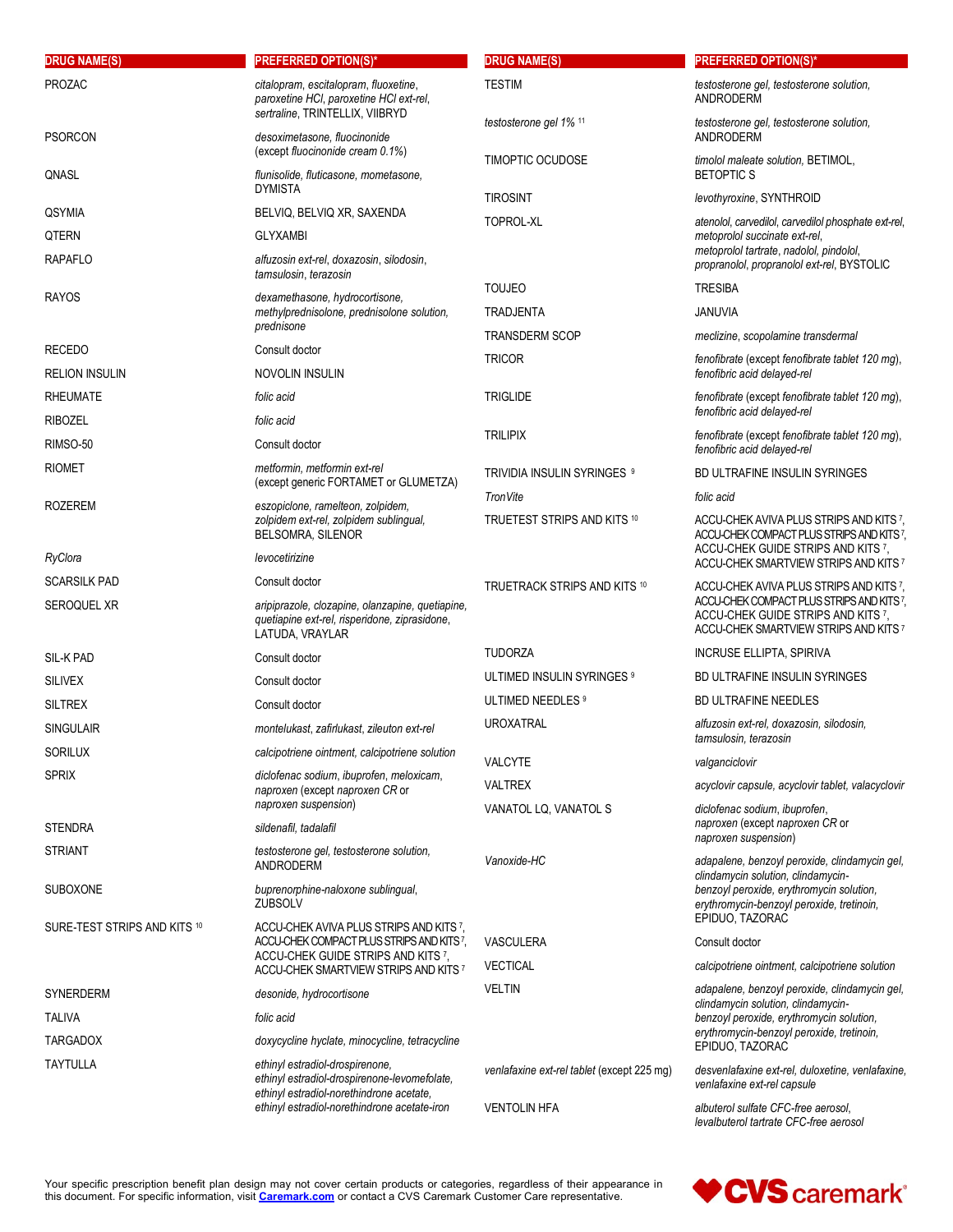| DRUG NAME(S) | PREFERRED OPTION(S)* |
|---|---|
| PROZAC | *citalopram*, *escitalopram*, *fluoxetine*, *paroxetine HCl*, *paroxetine HCl ext-rel*, *sertraline*, TRINTELLIX, VIIBRYD |
| PSORCON | *desoximetasone*, *fluocinonide* (except *fluocinonide cream 0.1%*) |
| QNASL | *flunisolide*, *fluticasone*, *mometasone*, DYMISTA |
| QSYMIA | BELVIQ, BELVIQ XR, SAXENDA |
| QTERN | GLYXAMBI |
| RAPAFLO | *alfuzosin ext-rel*, *doxazosin*, *silodosin*, *tamsulosin*, *terazosin* |
| RAYOS | *dexamethasone*, *hydrocortisone*, *methylprednisolone*, *prednisolone solution*, *prednisone* |
| RECEDO | Consult doctor |
| RELION INSULIN | NOVOLIN INSULIN |
| RHEUMATE | *folic acid* |
| RIBOZEL | *folic acid* |
| RIMSO-50 | Consult doctor |
| RIOMET | *metformin*, *metformin ext-rel* (except generic FORTAMET or GLUMETZA) |
| ROZEREM | *eszopiclone*, *ramelteon*, *zolpidem*, *zolpidem ext-rel*, *zolpidem sublingual*, BELSOMRA, SILENOR |
| *RyClora* | *levocetirizine* |
| SCARSILK PAD | Consult doctor |
| SEROQUEL XR | *aripiprazole*, *clozapine*, *olanzapine*, *quetiapine*, *quetiapine ext-rel*, *risperidone*, *ziprasidone*, LATUDA, VRAYLAR |
| SIL-K PAD | Consult doctor |
| SILIVEX | Consult doctor |
| SILTREX | Consult doctor |
| SINGULAIR | *montelukast*, *zafirlukast*, *zileuton ext-rel* |
| SORILUX | *calcipotriene ointment*, *calcipotriene solution* |
| SPRIX | *diclofenac sodium*, *ibuprofen*, *meloxicam*, *naproxen* (except *naproxen CR* or *naproxen suspension*) |
| STENDRA | *sildenafil*, *tadalafil* |
| STRIANT | *testosterone gel*, *testosterone solution*, ANDRODERM |
| SUBOXONE | *buprenorphine-naloxone sublingual*, ZUBSOLV |
| SURE-TEST STRIPS AND KITS [10] | ACCU-CHEK AVIVA PLUS STRIPS AND KITS [7], ACCU-CHEK COMPACT PLUS STRIPS AND KITS [7], ACCU-CHEK GUIDE STRIPS AND KITS [7], ACCU-CHEK SMARTVIEW STRIPS AND KITS [7] |
| SYNERDERM | *desonide*, *hydrocortisone* |
| TALIVA | *folic acid* |
| TARGADOX | *doxycycline hyclate*, *minocycline*, *tetracycline* |
| TAYTULLA | *ethinyl estradiol-drospirenone*, *ethinyl estradiol-drospirenone-levomefolate*, *ethinyl estradiol-norethindrone acetate*, *ethinyl estradiol-norethindrone acetate-iron* |
| TESTIM | *testosterone gel*, *testosterone solution*, ANDRODERM |
| *testosterone gel 1%* [11] | *testosterone gel*, *testosterone solution*, ANDRODERM |
| TIMOPTIC OCUDOSE | *timolol maleate solution*, BETIMOL, BETOPTIC S |
| TIROSINT | *levothyroxine*, SYNTHROID |
| TOPROL-XL | *atenolol*, *carvedilol*, *carvedilol phosphate ext-rel*, *metoprolol succinate ext-rel*, *metoprolol tartrate*, *nadolol*, *pindolol*, *propranolol*, *propranolol ext-rel*, BYSTOLIC |
| TOUJEO | TRESIBA |
| TRADJENTA | JANUVIA |
| TRANSDERM SCOP | *meclizine*, *scopolamine transdermal* |
| TRICOR | *fenofibrate* (except *fenofibrate tablet 120 mg*), *fenofibric acid delayed-rel* |
| TRIGLIDE | *fenofibrate* (except *fenofibrate tablet 120 mg*), *fenofibric acid delayed-rel* |
| TRILIPIX | *fenofibrate* (except *fenofibrate tablet 120 mg*), *fenofibric acid delayed-rel* |
| TRIVIDIA INSULIN SYRINGES [9] | BD ULTRAFINE INSULIN SYRINGES |
| *TronVite* | *folic acid* |
| TRUETEST STRIPS AND KITS [10] | ACCU-CHEK AVIVA PLUS STRIPS AND KITS [7], ACCU-CHEK COMPACT PLUS STRIPS AND KITS [7], ACCU-CHEK GUIDE STRIPS AND KITS [7], ACCU-CHEK SMARTVIEW STRIPS AND KITS [7] |
| TRUETRACK STRIPS AND KITS [10] | ACCU-CHEK AVIVA PLUS STRIPS AND KITS [7], ACCU-CHEK COMPACT PLUS STRIPS AND KITS [7], ACCU-CHEK GUIDE STRIPS AND KITS [7], ACCU-CHEK SMARTVIEW STRIPS AND KITS [7] |
| TUDORZA | INCRUSE ELLIPTA, SPIRIVA |
| ULTIMED INSULIN SYRINGES [9] | BD ULTRAFINE INSULIN SYRINGES |
| ULTIMED NEEDLES [9] | BD ULTRAFINE NEEDLES |
| UROXATRAL | *alfuzosin ext-rel*, *doxazosin*, *silodosin*, *tamsulosin*, *terazosin* |
| VALCYTE | *valganciclovir* |
| VALTREX | *acyclovir capsule*, *acyclovir tablet*, *valacyclovir* |
| VANATOL LQ, VANATOL S | *diclofenac sodium*, *ibuprofen*, *naproxen* (except *naproxen CR* or *naproxen suspension*) |
| *Vanoxide-HC* | *adapalene*, *benzoyl peroxide*, *clindamycin gel*, *clindamycin solution*, *clindamycin-benzoyl peroxide*, *erythromycin solution*, *erythromycin-benzoyl peroxide*, *tretinoin*, EPIDUO, TAZORAC |
| VASCULERA | Consult doctor |
| VECTICAL | *calcipotriene ointment*, *calcipotriene solution* |
| VELTIN | *adapalene*, *benzoyl peroxide*, *clindamycin gel*, *clindamycin solution*, *clindamycin-benzoyl peroxide*, *erythromycin solution*, *erythromycin-benzoyl peroxide*, *tretinoin*, EPIDUO, TAZORAC |
| *venlafaxine ext-rel tablet* (except 225 mg) | *desvenlafaxine ext-rel*, *duloxetine*, *venlafaxine*, *venlafaxine ext-rel capsule* |
| VENTOLIN HFA | *albuterol sulfate CFC-free aerosol*, *levalbuterol tartrate CFC-free aerosol* |

Your specific prescription benefit plan design may not cover certain products or categories, regardless of their appearance in this document. For specific information, visit **Caremark.com** or contact a CVS Caremark Customer Care representative.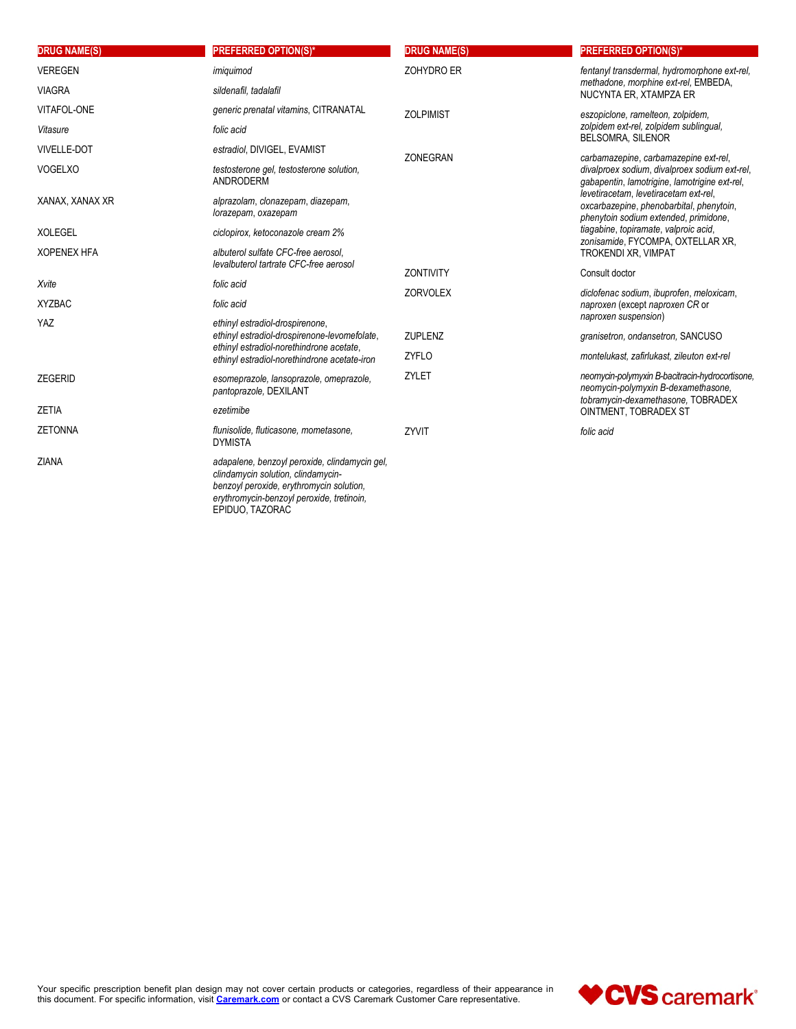| DRUG NAME(S) | PREFERRED OPTION(S)* |
|---|---|
| VEREGEN | *imiquimod* |
| VIAGRA | *sildenafil, tadalafil* |
| VITAFOL-ONE | *generic prenatal vitamins*, CITRANATAL |
| *Vitasure* | *folic acid* |
| VIVELLE-DOT | *estradiol*, DIVIGEL, EVAMIST |
| VOGELXO | *testosterone gel, testosterone solution*, ANDRODERM |
| XANAX, XANAX XR | *alprazolam, clonazepam, diazepam, lorazepam, oxazepam* |
| XOLEGEL | *ciclopirox, ketoconazole cream 2%* |
| XOPENEX HFA | *albuterol sulfate CFC-free aerosol, levalbuterol tartrate CFC-free aerosol* |
| *Xvite* | *folic acid* |
| XYZBAC | *folic acid* |
| YAZ | *ethinyl estradiol-drospirenone, ethinyl estradiol-drospirenone-levomefolate, ethinyl estradiol-norethindrone acetate, ethinyl estradiol-norethindrone acetate-iron* |
| ZEGERID | *esomeprazole, lansoprazole, omeprazole, pantoprazole*, DEXILANT |
| ZETIA | *ezetimibe* |
| ZETONNA | *flunisolide, fluticasone, mometasone*, DYMISTA |
| ZIANA | *adapalene, benzoyl peroxide, clindamycin gel, clindamycin solution, clindamycin-benzoyl peroxide, erythromycin solution, erythromycin-benzoyl peroxide, tretinoin*, EPIDUO, TAZORAC |
| ZOHYDRO ER | *fentanyl transdermal, hydromorphone ext-rel, methadone, morphine ext-rel*, EMBEDA, NUCYNTA ER, XTAMPZA ER |
| ZOLPIMIST | *eszopiclone, ramelteon, zolpidem, zolpidem ext-rel, zolpidem sublingual*, BELSOMRA, SILENOR |
| ZONEGRAN | *carbamazepine, carbamazepine ext-rel, divalproex sodium, divalproex sodium ext-rel, gabapentin, lamotrigine, lamotrigine ext-rel, levetiracetam, levetiracetam ext-rel, oxcarbazepine, phenobarbital, phenytoin, phenytoin sodium extended, primidone, tiagabine, topiramate, valproic acid, zonisamide*, FYCOMPA, OXTELLAR XR, TROKENDI XR, VIMPAT |
| ZONTIVITY | Consult doctor |
| ZORVOLEX | *diclofenac sodium, ibuprofen, meloxicam, naproxen* (except *naproxen CR* or *naproxen suspension*) |
| ZUPLENZ | *granisetron, ondansetron*, SANCUSO |
| ZYFLO | *montelukast, zafirlukast, zileuton ext-rel* |
| ZYLET | *neomycin-polymyxin B-bacitracin-hydrocortisone, neomycin-polymyxin B-dexamethasone, tobramycin-dexamethasone*, TOBRADEX OINTMENT, TOBRADEX ST |
| ZYVIT | *folic acid* |

Your specific prescription benefit plan design may not cover certain products or categories, regardless of their appearance in this document. For specific information, visit **Caremark.com** or contact a CVS Caremark Customer Care representative.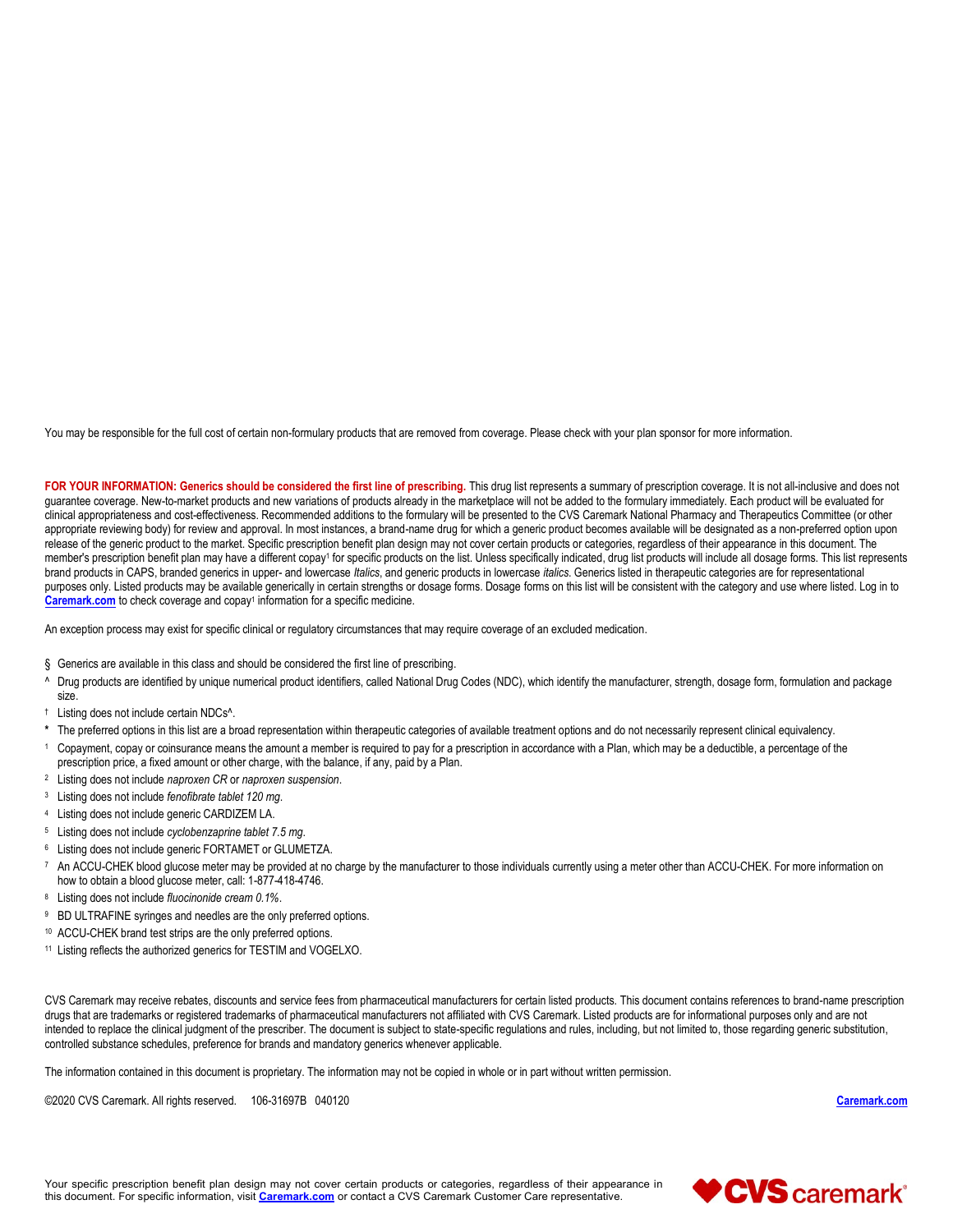You may be responsible for the full cost of certain non-formulary products that are removed from coverage. Please check with your plan sponsor for more information.

**FOR YOUR INFORMATION: Generics should be considered the first line of prescribing.** This drug list represents a summary of prescription coverage. It is not all-inclusive and does not guarantee coverage. New-to-market products and new variations of products already in the marketplace will not be added to the formulary immediately. Each product will be evaluated for clinical appropriateness and cost-effectiveness. Recommended additions to the formulary will be presented to the CVS Caremark National Pharmacy and Therapeutics Committee (or other appropriate reviewing body) for review and approval. In most instances, a brand-name drug for which a generic product becomes available will be designated as a non-preferred option upon release of the generic product to the market. Specific prescription benefit plan design may not cover certain products or categories, regardless of their appearance in this document. The member's prescription benefit plan may have a different copay[1] for specific products on the list. Unless specifically indicated, drug list products will include all dosage forms. This list represents brand products in CAPS, branded generics in upper- and lowercase *Italics*, and generic products in lowercase *italics*. Generics listed in therapeutic categories are for representational purposes only. Listed products may be available generically in certain strengths or dosage forms. Dosage forms on this list will be consistent with the category and use where listed. Log in to **Caremark.com** to check coverage and copay[1] information for a specific medicine.

An exception process may exist for specific clinical or regulatory circumstances that may require coverage of an excluded medication.

- § Generics are available in this class and should be considered the first line of prescribing.
- ^ Drug products are identified by unique numerical product identifiers, called National Drug Codes (NDC), which identify the manufacturer, strength, dosage form, formulation and package size.
- † Listing does not include certain NDCs^.
- * The preferred options in this list are a broad representation within therapeutic categories of available treatment options and do not necessarily represent clinical equivalency.
- [1] Copayment, copay or coinsurance means the amount a member is required to pay for a prescription in accordance with a Plan, which may be a deductible, a percentage of the prescription price, a fixed amount or other charge, with the balance, if any, paid by a Plan.
- [2] Listing does not include *naproxen CR* or *naproxen suspension*.
- [3] Listing does not include *fenofibrate tablet 120 mg*.
- [4] Listing does not include generic CARDIZEM LA.
- [5] Listing does not include *cyclobenzaprine tablet 7.5 mg*.
- [6] Listing does not include generic FORTAMET or GLUMETZA.
- [7] An ACCU-CHEK blood glucose meter may be provided at no charge by the manufacturer to those individuals currently using a meter other than ACCU-CHEK. For more information on how to obtain a blood glucose meter, call: 1-877-418-4746.
- [8] Listing does not include *fluocinonide cream 0.1%*.
- [9] BD ULTRAFINE syringes and needles are the only preferred options.
- [10] ACCU-CHEK brand test strips are the only preferred options.
- [11] Listing reflects the authorized generics for TESTIM and VOGELXO.

CVS Caremark may receive rebates, discounts and service fees from pharmaceutical manufacturers for certain listed products. This document contains references to brand-name prescription drugs that are trademarks or registered trademarks of pharmaceutical manufacturers not affiliated with CVS Caremark. Listed products are for informational purposes only and are not intended to replace the clinical judgment of the prescriber. The document is subject to state-specific regulations and rules, including, but not limited to, those regarding generic substitution, controlled substance schedules, preference for brands and mandatory generics whenever applicable.

The information contained in this document is proprietary. The information may not be copied in whole or in part without written permission.

©2020 CVS Caremark. All rights reserved. 106-31697B 040120 **Caremark.com**

Your specific prescription benefit plan design may not cover certain products or categories, regardless of their appearance in this document. For specific information, visit **Caremark.com** or contact a CVS Caremark Customer Care representative.

CVS caremark